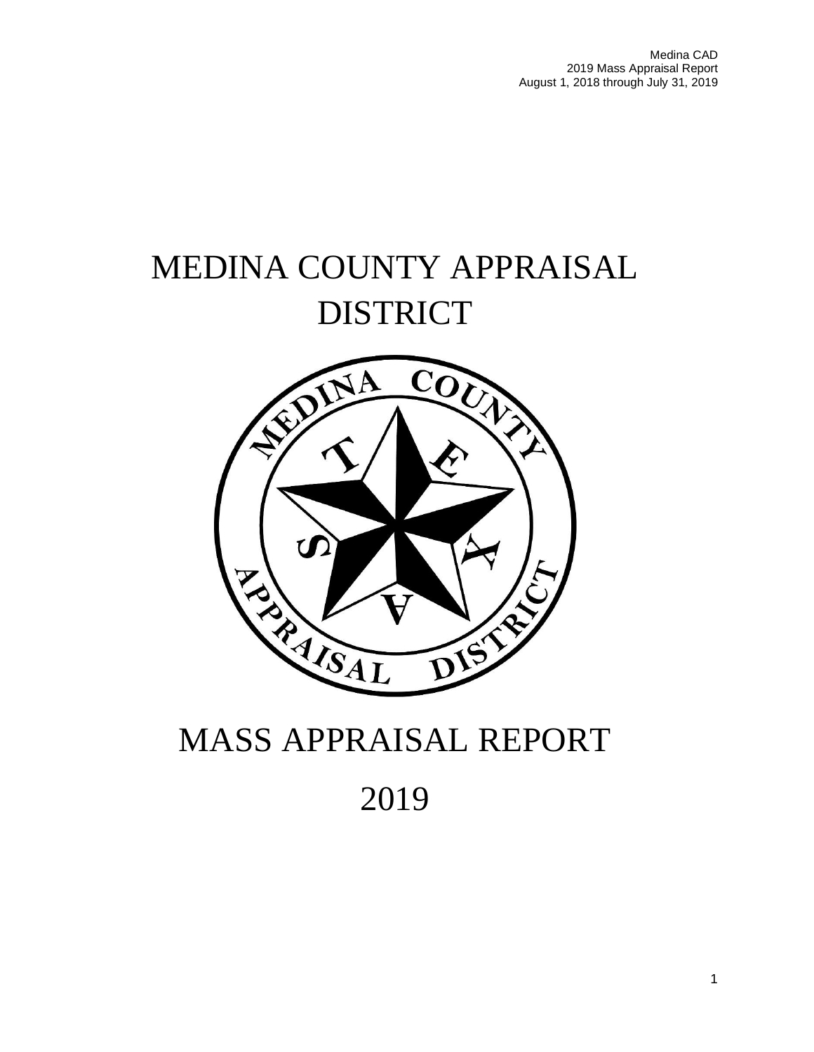# MEDINA COUNTY APPRAISAL DISTRICT

# MASS APPRAISAL REPORT

# 2019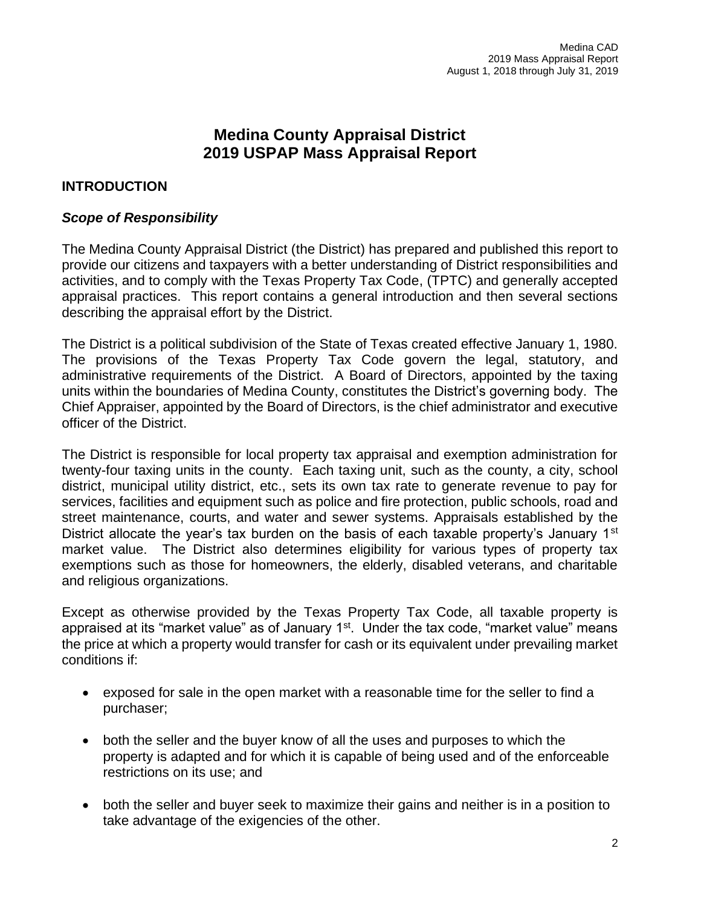# Medina County Appraisal District
# 2019 USPAP Mass Appraisal Report

## INTRODUCTION

### *Scope of Responsibility*

The Medina County Appraisal District (the District) has prepared and published this report to provide our citizens and taxpayers with a better understanding of District responsibilities and activities, and to comply with the Texas Property Tax Code, (TPTC) and generally accepted appraisal practices. This report contains a general introduction and then several sections describing the appraisal effort by the District.

The District is a political subdivision of the State of Texas created effective January 1, 1980. The provisions of the Texas Property Tax Code govern the legal, statutory, and administrative requirements of the District. A Board of Directors, appointed by the taxing units within the boundaries of Medina County, constitutes the District's governing body. The Chief Appraiser, appointed by the Board of Directors, is the chief administrator and executive officer of the District.

The District is responsible for local property tax appraisal and exemption administration for twenty-four taxing units in the county. Each taxing unit, such as the county, a city, school district, municipal utility district, etc., sets its own tax rate to generate revenue to pay for services, facilities and equipment such as police and fire protection, public schools, road and street maintenance, courts, and water and sewer systems. Appraisals established by the District allocate the year's tax burden on the basis of each taxable property's January 1st market value. The District also determines eligibility for various types of property tax exemptions such as those for homeowners, the elderly, disabled veterans, and charitable and religious organizations.

Except as otherwise provided by the Texas Property Tax Code, all taxable property is appraised at its "market value" as of January 1st. Under the tax code, "market value" means the price at which a property would transfer for cash or its equivalent under prevailing market conditions if:

- exposed for sale in the open market with a reasonable time for the seller to find a purchaser;
- both the seller and the buyer know of all the uses and purposes to which the property is adapted and for which it is capable of being used and of the enforceable restrictions on its use; and
- both the seller and buyer seek to maximize their gains and neither is in a position to take advantage of the exigencies of the other.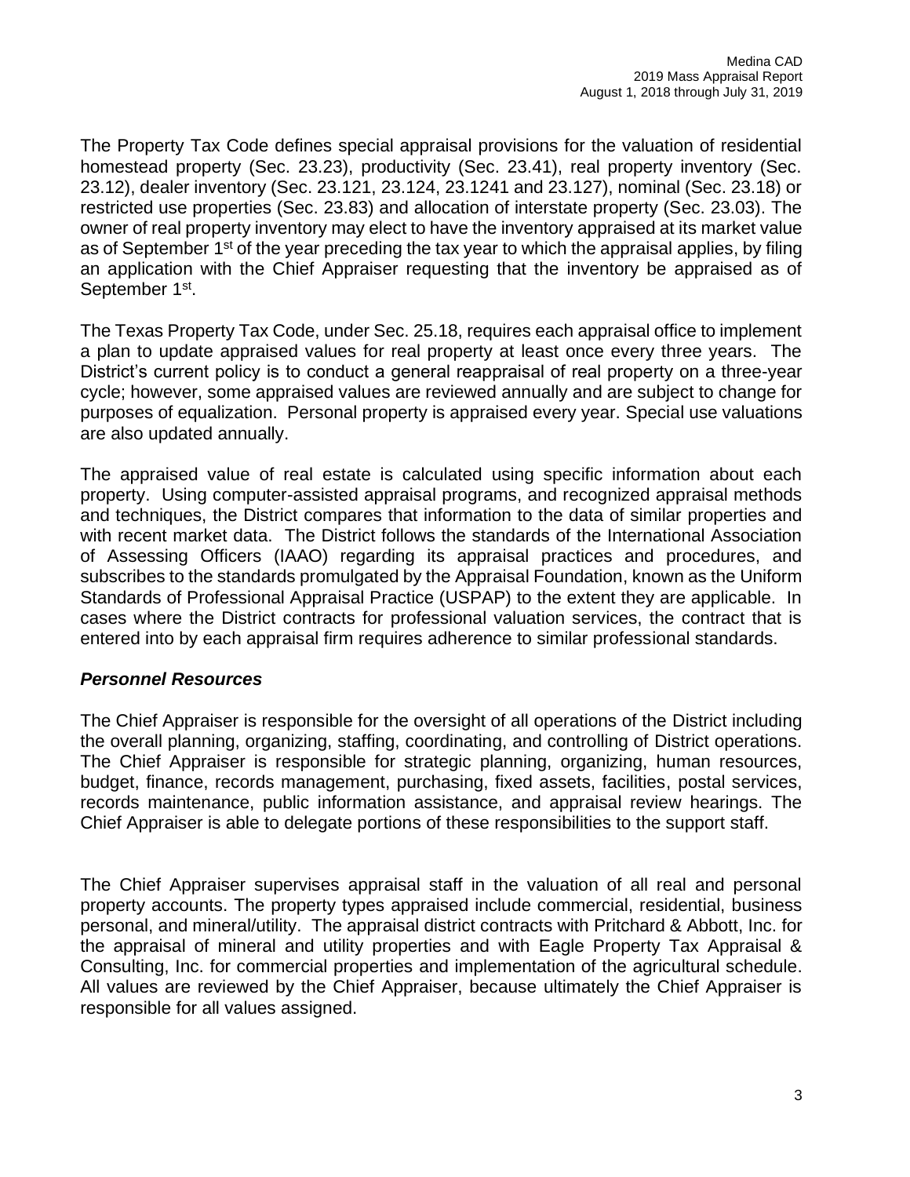The Property Tax Code defines special appraisal provisions for the valuation of residential homestead property (Sec. 23.23), productivity (Sec. 23.41), real property inventory (Sec. 23.12), dealer inventory (Sec. 23.121, 23.124, 23.1241 and 23.127), nominal (Sec. 23.18) or restricted use properties (Sec. 23.83) and allocation of interstate property (Sec. 23.03). The owner of real property inventory may elect to have the inventory appraised at its market value as of September 1st of the year preceding the tax year to which the appraisal applies, by filing an application with the Chief Appraiser requesting that the inventory be appraised as of September 1st.

The Texas Property Tax Code, under Sec. 25.18, requires each appraisal office to implement a plan to update appraised values for real property at least once every three years. The District's current policy is to conduct a general reappraisal of real property on a three-year cycle; however, some appraised values are reviewed annually and are subject to change for purposes of equalization. Personal property is appraised every year. Special use valuations are also updated annually.

The appraised value of real estate is calculated using specific information about each property. Using computer-assisted appraisal programs, and recognized appraisal methods and techniques, the District compares that information to the data of similar properties and with recent market data. The District follows the standards of the International Association of Assessing Officers (IAAO) regarding its appraisal practices and procedures, and subscribes to the standards promulgated by the Appraisal Foundation, known as the Uniform Standards of Professional Appraisal Practice (USPAP) to the extent they are applicable. In cases where the District contracts for professional valuation services, the contract that is entered into by each appraisal firm requires adherence to similar professional standards.

### *Personnel Resources*

The Chief Appraiser is responsible for the oversight of all operations of the District including the overall planning, organizing, staffing, coordinating, and controlling of District operations. The Chief Appraiser is responsible for strategic planning, organizing, human resources, budget, finance, records management, purchasing, fixed assets, facilities, postal services, records maintenance, public information assistance, and appraisal review hearings. The Chief Appraiser is able to delegate portions of these responsibilities to the support staff.

The Chief Appraiser supervises appraisal staff in the valuation of all real and personal property accounts. The property types appraised include commercial, residential, business personal, and mineral/utility. The appraisal district contracts with Pritchard & Abbott, Inc. for the appraisal of mineral and utility properties and with Eagle Property Tax Appraisal & Consulting, Inc. for commercial properties and implementation of the agricultural schedule. All values are reviewed by the Chief Appraiser, because ultimately the Chief Appraiser is responsible for all values assigned.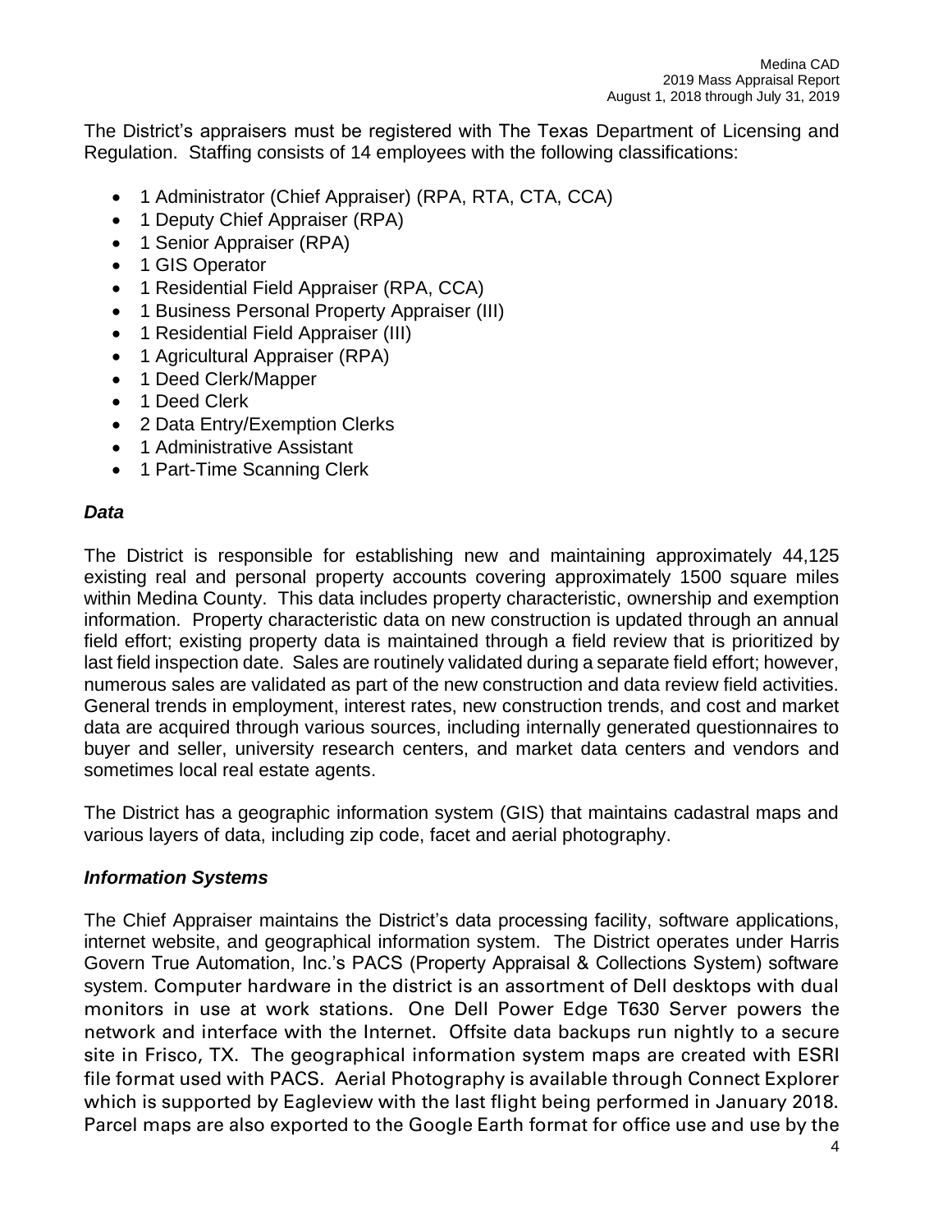The District's appraisers must be registered with The Texas Department of Licensing and Regulation. Staffing consists of 14 employees with the following classifications:

- 1 Administrator (Chief Appraiser) (RPA, RTA, CTA, CCA)
- 1 Deputy Chief Appraiser (RPA)
- 1 Senior Appraiser (RPA)
- 1 GIS Operator
- 1 Residential Field Appraiser (RPA, CCA)
- 1 Business Personal Property Appraiser (III)
- 1 Residential Field Appraiser (III)
- 1 Agricultural Appraiser (RPA)
- 1 Deed Clerk/Mapper
- 1 Deed Clerk
- 2 Data Entry/Exemption Clerks
- 1 Administrative Assistant
- 1 Part-Time Scanning Clerk

### *Data*

The District is responsible for establishing new and maintaining approximately 44,125 existing real and personal property accounts covering approximately 1500 square miles within Medina County. This data includes property characteristic, ownership and exemption information. Property characteristic data on new construction is updated through an annual field effort; existing property data is maintained through a field review that is prioritized by last field inspection date. Sales are routinely validated during a separate field effort; however, numerous sales are validated as part of the new construction and data review field activities. General trends in employment, interest rates, new construction trends, and cost and market data are acquired through various sources, including internally generated questionnaires to buyer and seller, university research centers, and market data centers and vendors and sometimes local real estate agents.

The District has a geographic information system (GIS) that maintains cadastral maps and various layers of data, including zip code, facet and aerial photography.

### *Information Systems*

The Chief Appraiser maintains the District's data processing facility, software applications, internet website, and geographical information system. The District operates under Harris Govern True Automation, Inc.'s PACS (Property Appraisal & Collections System) software system. Computer hardware in the district is an assortment of Dell desktops with dual monitors in use at work stations. One Dell Power Edge T630 Server powers the network and interface with the Internet. Offsite data backups run nightly to a secure site in Frisco, TX. The geographical information system maps are created with ESRI file format used with PACS. Aerial Photography is available through Connect Explorer which is supported by Eagleview with the last flight being performed in January 2018. Parcel maps are also exported to the Google Earth format for office use and use by the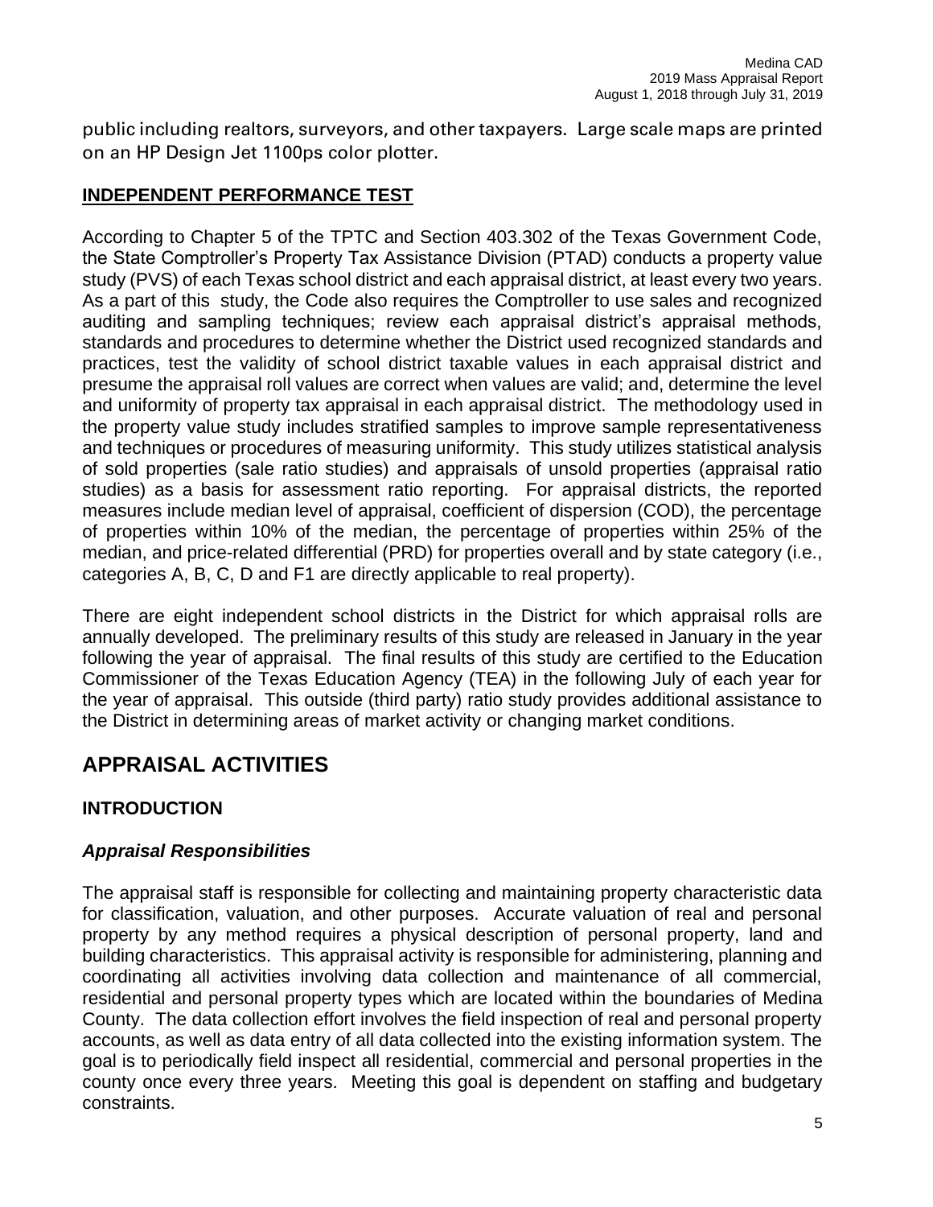public including realtors, surveyors, and other taxpayers. Large scale maps are printed on an HP Design Jet 1100ps color plotter.

## INDEPENDENT PERFORMANCE TEST

According to Chapter 5 of the TPTC and Section 403.302 of the Texas Government Code, the State Comptroller's Property Tax Assistance Division (PTAD) conducts a property value study (PVS) of each Texas school district and each appraisal district, at least every two years. As a part of this study, the Code also requires the Comptroller to use sales and recognized auditing and sampling techniques; review each appraisal district's appraisal methods, standards and procedures to determine whether the District used recognized standards and practices, test the validity of school district taxable values in each appraisal district and presume the appraisal roll values are correct when values are valid; and, determine the level and uniformity of property tax appraisal in each appraisal district. The methodology used in the property value study includes stratified samples to improve sample representativeness and techniques or procedures of measuring uniformity. This study utilizes statistical analysis of sold properties (sale ratio studies) and appraisals of unsold properties (appraisal ratio studies) as a basis for assessment ratio reporting. For appraisal districts, the reported measures include median level of appraisal, coefficient of dispersion (COD), the percentage of properties within 10% of the median, the percentage of properties within 25% of the median, and price-related differential (PRD) for properties overall and by state category (i.e., categories A, B, C, D and F1 are directly applicable to real property).

There are eight independent school districts in the District for which appraisal rolls are annually developed. The preliminary results of this study are released in January in the year following the year of appraisal. The final results of this study are certified to the Education Commissioner of the Texas Education Agency (TEA) in the following July of each year for the year of appraisal. This outside (third party) ratio study provides additional assistance to the District in determining areas of market activity or changing market conditions.

# APPRAISAL ACTIVITIES

## INTRODUCTION

### *Appraisal Responsibilities*

The appraisal staff is responsible for collecting and maintaining property characteristic data for classification, valuation, and other purposes. Accurate valuation of real and personal property by any method requires a physical description of personal property, land and building characteristics. This appraisal activity is responsible for administering, planning and coordinating all activities involving data collection and maintenance of all commercial, residential and personal property types which are located within the boundaries of Medina County. The data collection effort involves the field inspection of real and personal property accounts, as well as data entry of all data collected into the existing information system. The goal is to periodically field inspect all residential, commercial and personal properties in the county once every three years. Meeting this goal is dependent on staffing and budgetary constraints.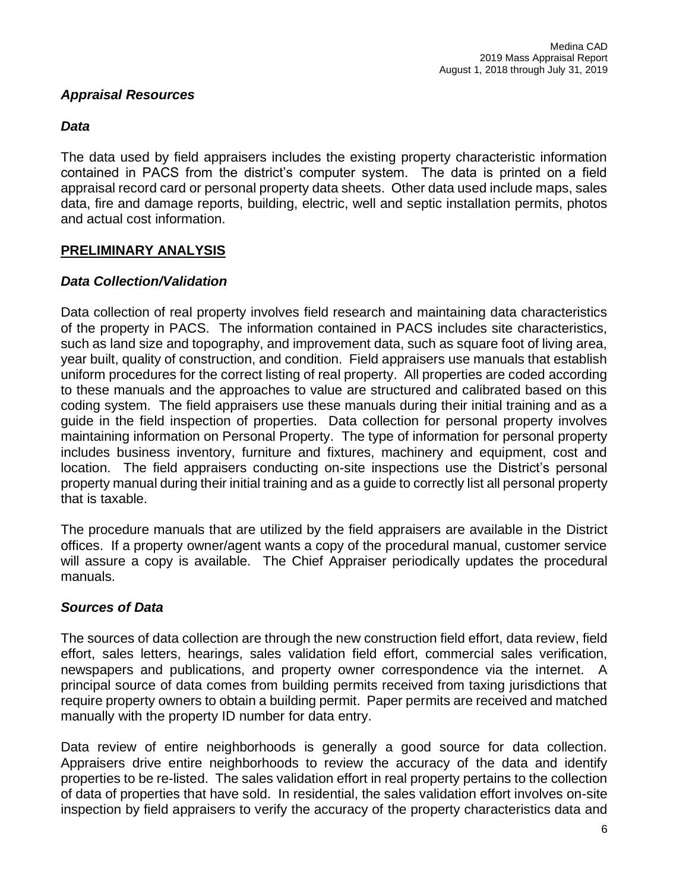### *Appraisal Resources*

### *Data*

The data used by field appraisers includes the existing property characteristic information contained in PACS from the district's computer system. The data is printed on a field appraisal record card or personal property data sheets. Other data used include maps, sales data, fire and damage reports, building, electric, well and septic installation permits, photos and actual cost information.

## **PRELIMINARY ANALYSIS**

### *Data Collection/Validation*

Data collection of real property involves field research and maintaining data characteristics of the property in PACS. The information contained in PACS includes site characteristics, such as land size and topography, and improvement data, such as square foot of living area, year built, quality of construction, and condition. Field appraisers use manuals that establish uniform procedures for the correct listing of real property. All properties are coded according to these manuals and the approaches to value are structured and calibrated based on this coding system. The field appraisers use these manuals during their initial training and as a guide in the field inspection of properties. Data collection for personal property involves maintaining information on Personal Property. The type of information for personal property includes business inventory, furniture and fixtures, machinery and equipment, cost and location. The field appraisers conducting on-site inspections use the District's personal property manual during their initial training and as a guide to correctly list all personal property that is taxable.

The procedure manuals that are utilized by the field appraisers are available in the District offices. If a property owner/agent wants a copy of the procedural manual, customer service will assure a copy is available. The Chief Appraiser periodically updates the procedural manuals.

### *Sources of Data*

The sources of data collection are through the new construction field effort, data review, field effort, sales letters, hearings, sales validation field effort, commercial sales verification, newspapers and publications, and property owner correspondence via the internet. A principal source of data comes from building permits received from taxing jurisdictions that require property owners to obtain a building permit. Paper permits are received and matched manually with the property ID number for data entry.

Data review of entire neighborhoods is generally a good source for data collection. Appraisers drive entire neighborhoods to review the accuracy of the data and identify properties to be re-listed. The sales validation effort in real property pertains to the collection of data of properties that have sold. In residential, the sales validation effort involves on-site inspection by field appraisers to verify the accuracy of the property characteristics data and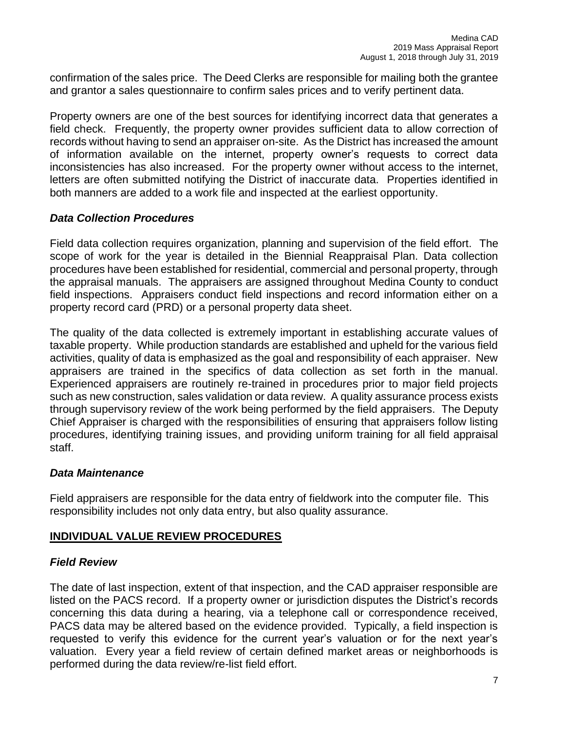confirmation of the sales price. The Deed Clerks are responsible for mailing both the grantee and grantor a sales questionnaire to confirm sales prices and to verify pertinent data.

Property owners are one of the best sources for identifying incorrect data that generates a field check. Frequently, the property owner provides sufficient data to allow correction of records without having to send an appraiser on-site. As the District has increased the amount of information available on the internet, property owner's requests to correct data inconsistencies has also increased. For the property owner without access to the internet, letters are often submitted notifying the District of inaccurate data. Properties identified in both manners are added to a work file and inspected at the earliest opportunity.

### *Data Collection Procedures*

Field data collection requires organization, planning and supervision of the field effort. The scope of work for the year is detailed in the Biennial Reappraisal Plan. Data collection procedures have been established for residential, commercial and personal property, through the appraisal manuals. The appraisers are assigned throughout Medina County to conduct field inspections. Appraisers conduct field inspections and record information either on a property record card (PRD) or a personal property data sheet.

The quality of the data collected is extremely important in establishing accurate values of taxable property. While production standards are established and upheld for the various field activities, quality of data is emphasized as the goal and responsibility of each appraiser. New appraisers are trained in the specifics of data collection as set forth in the manual. Experienced appraisers are routinely re-trained in procedures prior to major field projects such as new construction, sales validation or data review. A quality assurance process exists through supervisory review of the work being performed by the field appraisers. The Deputy Chief Appraiser is charged with the responsibilities of ensuring that appraisers follow listing procedures, identifying training issues, and providing uniform training for all field appraisal staff.

### *Data Maintenance*

Field appraisers are responsible for the data entry of fieldwork into the computer file. This responsibility includes not only data entry, but also quality assurance.

## INDIVIDUAL VALUE REVIEW PROCEDURES

### *Field Review*

The date of last inspection, extent of that inspection, and the CAD appraiser responsible are listed on the PACS record. If a property owner or jurisdiction disputes the District's records concerning this data during a hearing, via a telephone call or correspondence received, PACS data may be altered based on the evidence provided. Typically, a field inspection is requested to verify this evidence for the current year's valuation or for the next year's valuation. Every year a field review of certain defined market areas or neighborhoods is performed during the data review/re-list field effort.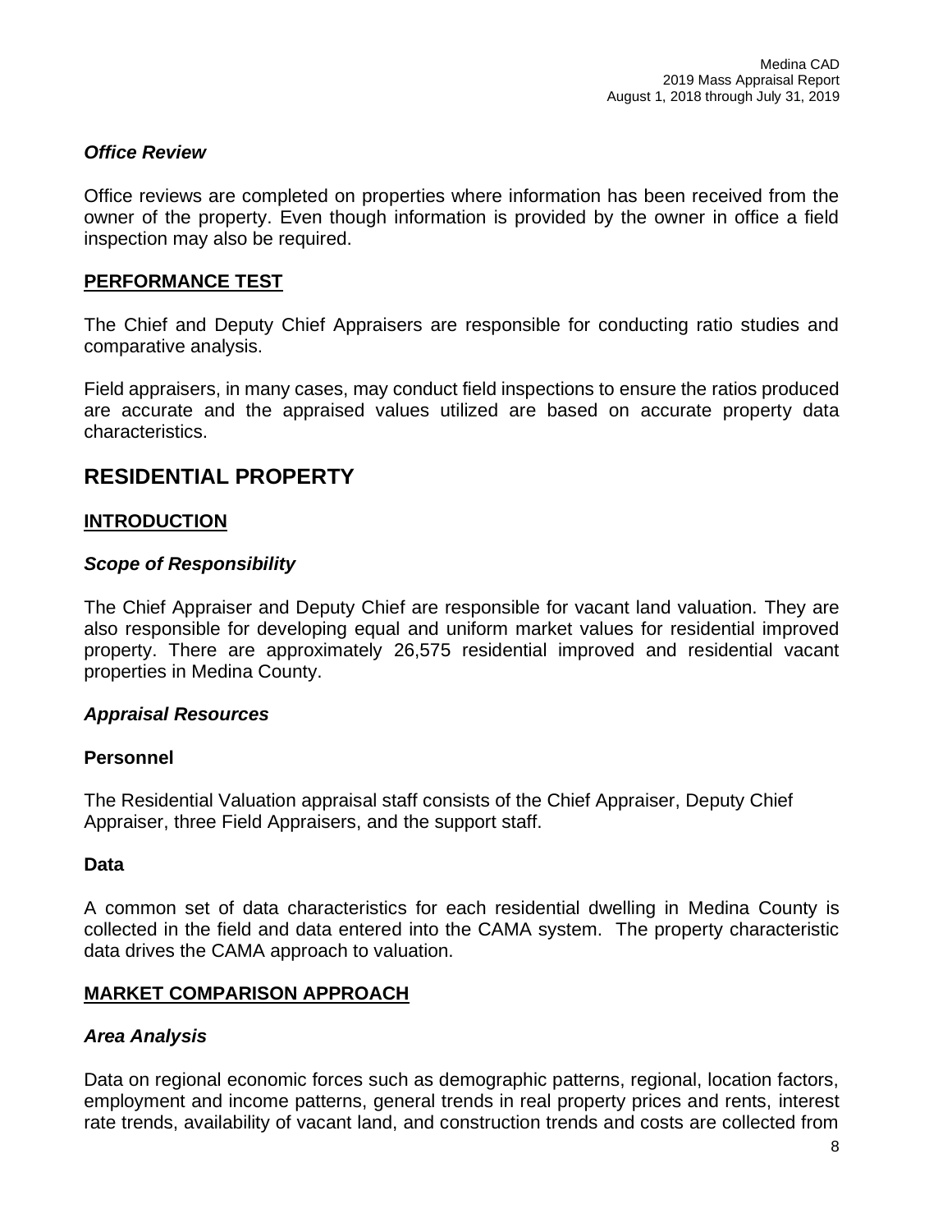### *Office Review*

Office reviews are completed on properties where information has been received from the owner of the property. Even though information is provided by the owner in office a field inspection may also be required.

## PERFORMANCE TEST

The Chief and Deputy Chief Appraisers are responsible for conducting ratio studies and comparative analysis.

Field appraisers, in many cases, may conduct field inspections to ensure the ratios produced are accurate and the appraised values utilized are based on accurate property data characteristics.

# RESIDENTIAL PROPERTY

## INTRODUCTION

### *Scope of Responsibility*

The Chief Appraiser and Deputy Chief are responsible for vacant land valuation. They are also responsible for developing equal and uniform market values for residential improved property. There are approximately 26,575 residential improved and residential vacant properties in Medina County.

### *Appraisal Resources*

#### Personnel

The Residential Valuation appraisal staff consists of the Chief Appraiser, Deputy Chief Appraiser, three Field Appraisers, and the support staff.

#### Data

A common set of data characteristics for each residential dwelling in Medina County is collected in the field and data entered into the CAMA system. The property characteristic data drives the CAMA approach to valuation.

## MARKET COMPARISON APPROACH

### *Area Analysis*

Data on regional economic forces such as demographic patterns, regional, location factors, employment and income patterns, general trends in real property prices and rents, interest rate trends, availability of vacant land, and construction trends and costs are collected from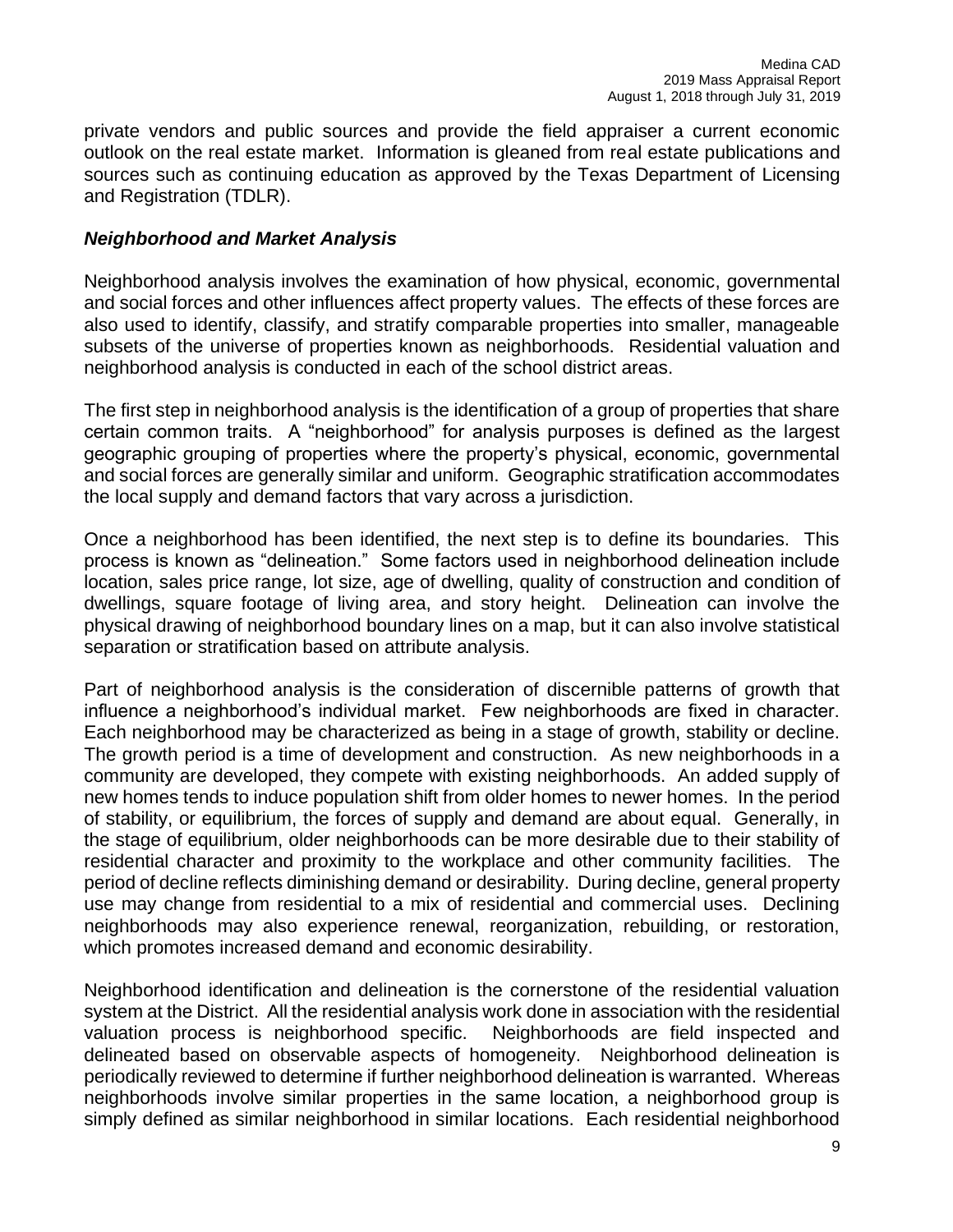private vendors and public sources and provide the field appraiser a current economic outlook on the real estate market. Information is gleaned from real estate publications and sources such as continuing education as approved by the Texas Department of Licensing and Registration (TDLR).

### *Neighborhood and Market Analysis*

Neighborhood analysis involves the examination of how physical, economic, governmental and social forces and other influences affect property values. The effects of these forces are also used to identify, classify, and stratify comparable properties into smaller, manageable subsets of the universe of properties known as neighborhoods. Residential valuation and neighborhood analysis is conducted in each of the school district areas.

The first step in neighborhood analysis is the identification of a group of properties that share certain common traits. A "neighborhood" for analysis purposes is defined as the largest geographic grouping of properties where the property's physical, economic, governmental and social forces are generally similar and uniform. Geographic stratification accommodates the local supply and demand factors that vary across a jurisdiction.

Once a neighborhood has been identified, the next step is to define its boundaries. This process is known as "delineation." Some factors used in neighborhood delineation include location, sales price range, lot size, age of dwelling, quality of construction and condition of dwellings, square footage of living area, and story height. Delineation can involve the physical drawing of neighborhood boundary lines on a map, but it can also involve statistical separation or stratification based on attribute analysis.

Part of neighborhood analysis is the consideration of discernible patterns of growth that influence a neighborhood's individual market. Few neighborhoods are fixed in character. Each neighborhood may be characterized as being in a stage of growth, stability or decline. The growth period is a time of development and construction. As new neighborhoods in a community are developed, they compete with existing neighborhoods. An added supply of new homes tends to induce population shift from older homes to newer homes. In the period of stability, or equilibrium, the forces of supply and demand are about equal. Generally, in the stage of equilibrium, older neighborhoods can be more desirable due to their stability of residential character and proximity to the workplace and other community facilities. The period of decline reflects diminishing demand or desirability. During decline, general property use may change from residential to a mix of residential and commercial uses. Declining neighborhoods may also experience renewal, reorganization, rebuilding, or restoration, which promotes increased demand and economic desirability.

Neighborhood identification and delineation is the cornerstone of the residential valuation system at the District. All the residential analysis work done in association with the residential valuation process is neighborhood specific. Neighborhoods are field inspected and delineated based on observable aspects of homogeneity. Neighborhood delineation is periodically reviewed to determine if further neighborhood delineation is warranted. Whereas neighborhoods involve similar properties in the same location, a neighborhood group is simply defined as similar neighborhood in similar locations. Each residential neighborhood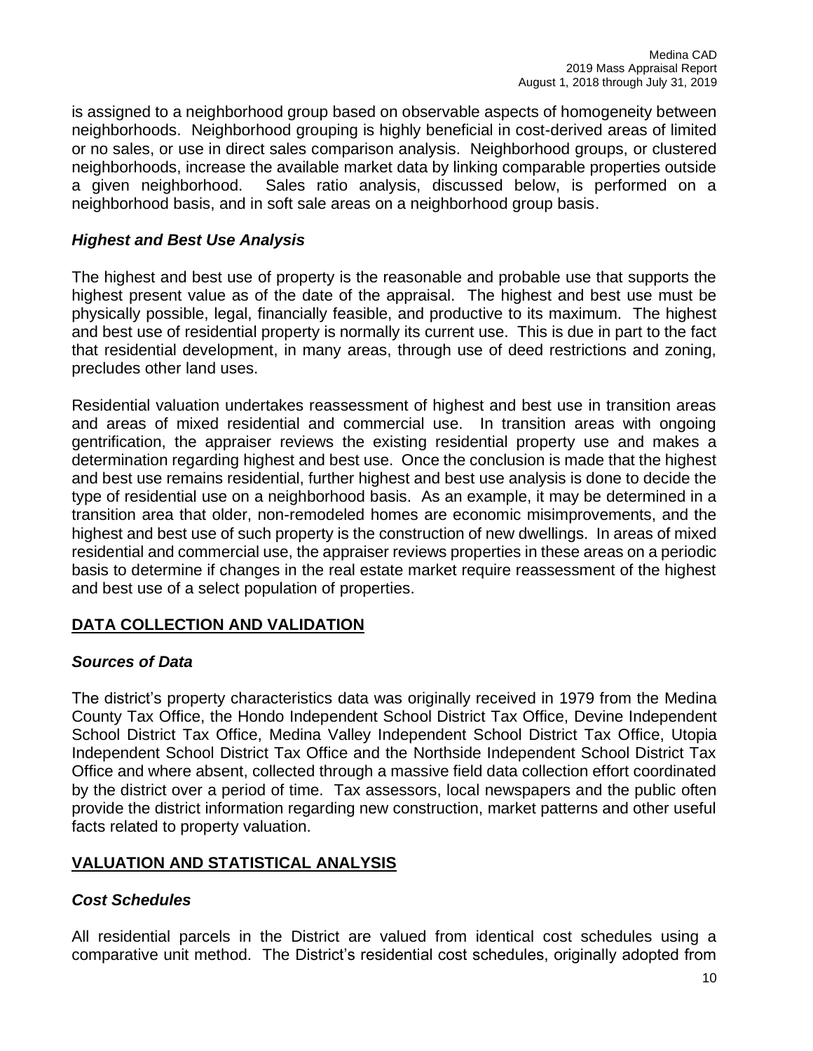is assigned to a neighborhood group based on observable aspects of homogeneity between neighborhoods. Neighborhood grouping is highly beneficial in cost-derived areas of limited or no sales, or use in direct sales comparison analysis. Neighborhood groups, or clustered neighborhoods, increase the available market data by linking comparable properties outside a given neighborhood. Sales ratio analysis, discussed below, is performed on a neighborhood basis, and in soft sale areas on a neighborhood group basis.

### *Highest and Best Use Analysis*

The highest and best use of property is the reasonable and probable use that supports the highest present value as of the date of the appraisal. The highest and best use must be physically possible, legal, financially feasible, and productive to its maximum. The highest and best use of residential property is normally its current use. This is due in part to the fact that residential development, in many areas, through use of deed restrictions and zoning, precludes other land uses.

Residential valuation undertakes reassessment of highest and best use in transition areas and areas of mixed residential and commercial use. In transition areas with ongoing gentrification, the appraiser reviews the existing residential property use and makes a determination regarding highest and best use. Once the conclusion is made that the highest and best use remains residential, further highest and best use analysis is done to decide the type of residential use on a neighborhood basis. As an example, it may be determined in a transition area that older, non-remodeled homes are economic misimprovements, and the highest and best use of such property is the construction of new dwellings. In areas of mixed residential and commercial use, the appraiser reviews properties in these areas on a periodic basis to determine if changes in the real estate market require reassessment of the highest and best use of a select population of properties.

## DATA COLLECTION AND VALIDATION

### *Sources of Data*

The district's property characteristics data was originally received in 1979 from the Medina County Tax Office, the Hondo Independent School District Tax Office, Devine Independent School District Tax Office, Medina Valley Independent School District Tax Office, Utopia Independent School District Tax Office and the Northside Independent School District Tax Office and where absent, collected through a massive field data collection effort coordinated by the district over a period of time. Tax assessors, local newspapers and the public often provide the district information regarding new construction, market patterns and other useful facts related to property valuation.

## VALUATION AND STATISTICAL ANALYSIS

### *Cost Schedules*

All residential parcels in the District are valued from identical cost schedules using a comparative unit method. The District's residential cost schedules, originally adopted from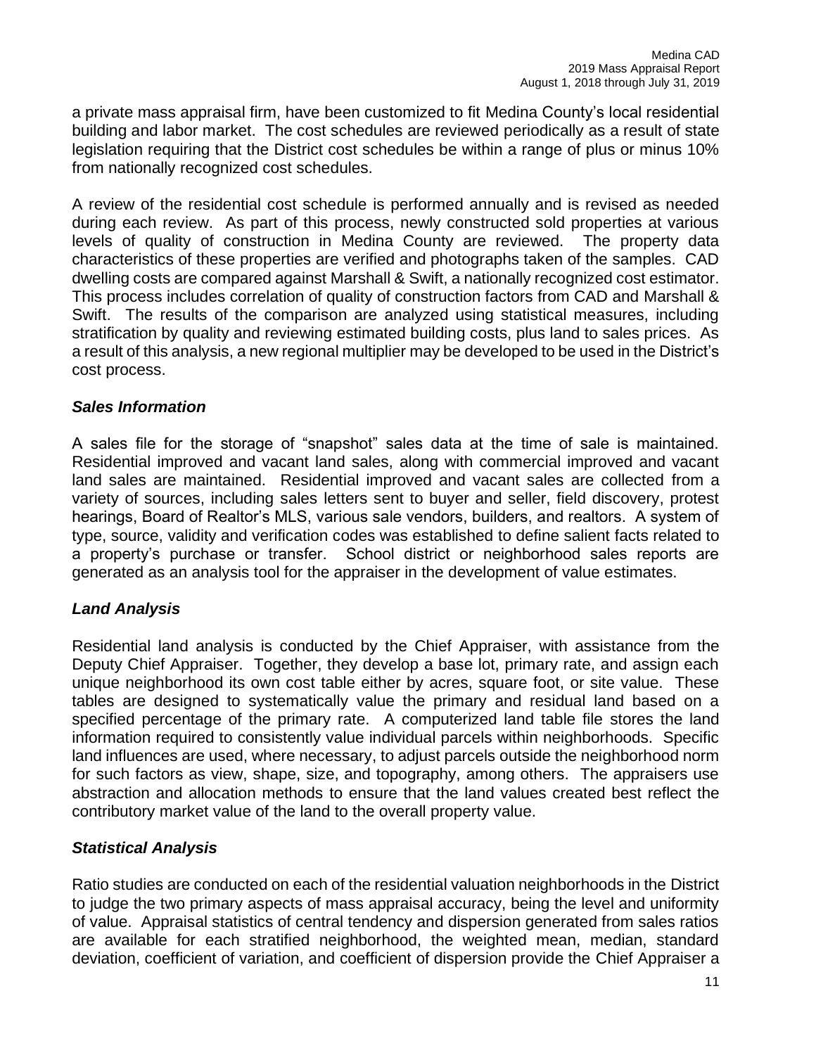a private mass appraisal firm, have been customized to fit Medina County's local residential building and labor market. The cost schedules are reviewed periodically as a result of state legislation requiring that the District cost schedules be within a range of plus or minus 10% from nationally recognized cost schedules.

A review of the residential cost schedule is performed annually and is revised as needed during each review. As part of this process, newly constructed sold properties at various levels of quality of construction in Medina County are reviewed. The property data characteristics of these properties are verified and photographs taken of the samples. CAD dwelling costs are compared against Marshall & Swift, a nationally recognized cost estimator. This process includes correlation of quality of construction factors from CAD and Marshall & Swift. The results of the comparison are analyzed using statistical measures, including stratification by quality and reviewing estimated building costs, plus land to sales prices. As a result of this analysis, a new regional multiplier may be developed to be used in the District's cost process.

### *Sales Information*

A sales file for the storage of "snapshot" sales data at the time of sale is maintained. Residential improved and vacant land sales, along with commercial improved and vacant land sales are maintained. Residential improved and vacant sales are collected from a variety of sources, including sales letters sent to buyer and seller, field discovery, protest hearings, Board of Realtor's MLS, various sale vendors, builders, and realtors. A system of type, source, validity and verification codes was established to define salient facts related to a property's purchase or transfer. School district or neighborhood sales reports are generated as an analysis tool for the appraiser in the development of value estimates.

### *Land Analysis*

Residential land analysis is conducted by the Chief Appraiser, with assistance from the Deputy Chief Appraiser. Together, they develop a base lot, primary rate, and assign each unique neighborhood its own cost table either by acres, square foot, or site value. These tables are designed to systematically value the primary and residual land based on a specified percentage of the primary rate. A computerized land table file stores the land information required to consistently value individual parcels within neighborhoods. Specific land influences are used, where necessary, to adjust parcels outside the neighborhood norm for such factors as view, shape, size, and topography, among others. The appraisers use abstraction and allocation methods to ensure that the land values created best reflect the contributory market value of the land to the overall property value.

### *Statistical Analysis*

Ratio studies are conducted on each of the residential valuation neighborhoods in the District to judge the two primary aspects of mass appraisal accuracy, being the level and uniformity of value. Appraisal statistics of central tendency and dispersion generated from sales ratios are available for each stratified neighborhood, the weighted mean, median, standard deviation, coefficient of variation, and coefficient of dispersion provide the Chief Appraiser a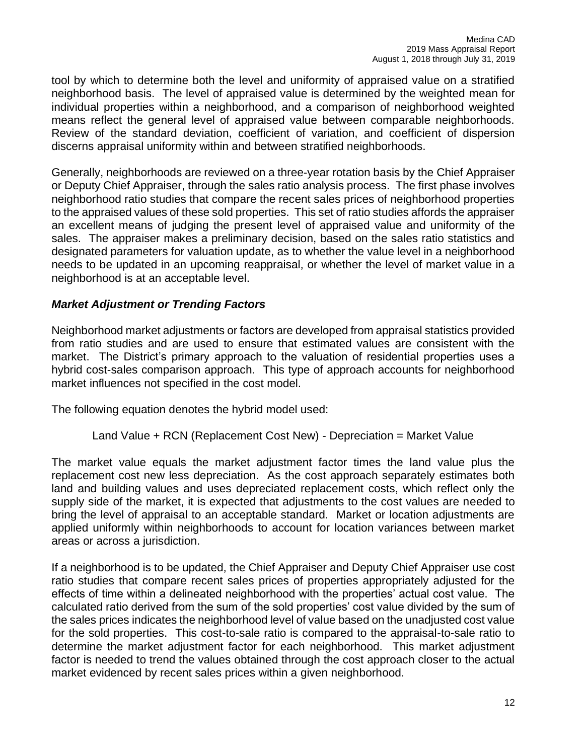tool by which to determine both the level and uniformity of appraised value on a stratified neighborhood basis. The level of appraised value is determined by the weighted mean for individual properties within a neighborhood, and a comparison of neighborhood weighted means reflect the general level of appraised value between comparable neighborhoods. Review of the standard deviation, coefficient of variation, and coefficient of dispersion discerns appraisal uniformity within and between stratified neighborhoods.

Generally, neighborhoods are reviewed on a three-year rotation basis by the Chief Appraiser or Deputy Chief Appraiser, through the sales ratio analysis process. The first phase involves neighborhood ratio studies that compare the recent sales prices of neighborhood properties to the appraised values of these sold properties. This set of ratio studies affords the appraiser an excellent means of judging the present level of appraised value and uniformity of the sales. The appraiser makes a preliminary decision, based on the sales ratio statistics and designated parameters for valuation update, as to whether the value level in a neighborhood needs to be updated in an upcoming reappraisal, or whether the level of market value in a neighborhood is at an acceptable level.

### *Market Adjustment or Trending Factors*

Neighborhood market adjustments or factors are developed from appraisal statistics provided from ratio studies and are used to ensure that estimated values are consistent with the market. The District's primary approach to the valuation of residential properties uses a hybrid cost-sales comparison approach. This type of approach accounts for neighborhood market influences not specified in the cost model.

The following equation denotes the hybrid model used:

Land Value + RCN (Replacement Cost New) - Depreciation = Market Value

The market value equals the market adjustment factor times the land value plus the replacement cost new less depreciation. As the cost approach separately estimates both land and building values and uses depreciated replacement costs, which reflect only the supply side of the market, it is expected that adjustments to the cost values are needed to bring the level of appraisal to an acceptable standard. Market or location adjustments are applied uniformly within neighborhoods to account for location variances between market areas or across a jurisdiction.

If a neighborhood is to be updated, the Chief Appraiser and Deputy Chief Appraiser use cost ratio studies that compare recent sales prices of properties appropriately adjusted for the effects of time within a delineated neighborhood with the properties' actual cost value. The calculated ratio derived from the sum of the sold properties' cost value divided by the sum of the sales prices indicates the neighborhood level of value based on the unadjusted cost value for the sold properties. This cost-to-sale ratio is compared to the appraisal-to-sale ratio to determine the market adjustment factor for each neighborhood. This market adjustment factor is needed to trend the values obtained through the cost approach closer to the actual market evidenced by recent sales prices within a given neighborhood.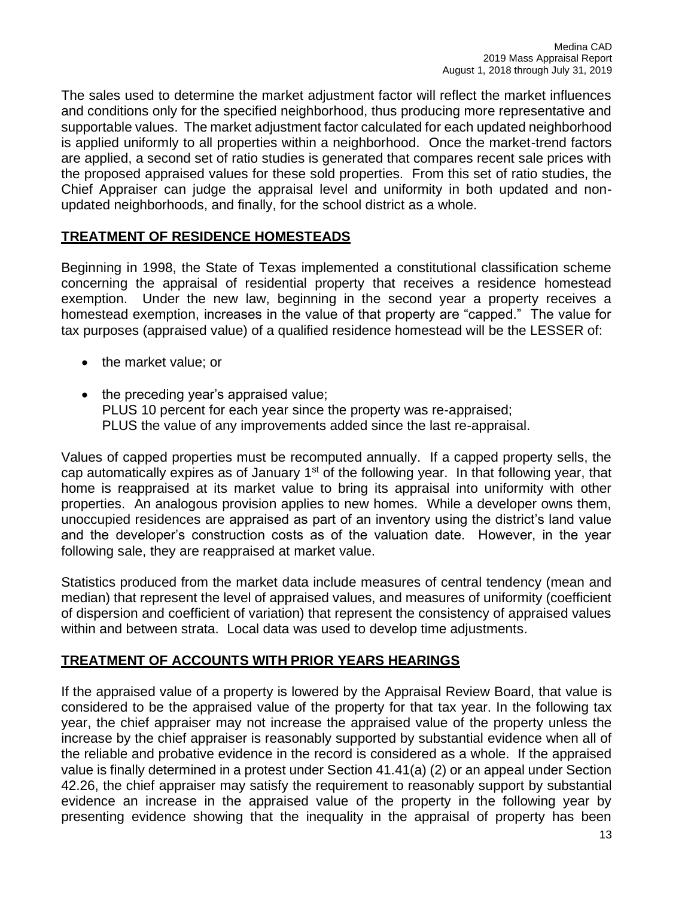The sales used to determine the market adjustment factor will reflect the market influences and conditions only for the specified neighborhood, thus producing more representative and supportable values. The market adjustment factor calculated for each updated neighborhood is applied uniformly to all properties within a neighborhood. Once the market-trend factors are applied, a second set of ratio studies is generated that compares recent sale prices with the proposed appraised values for these sold properties. From this set of ratio studies, the Chief Appraiser can judge the appraisal level and uniformity in both updated and non-updated neighborhoods, and finally, for the school district as a whole.

## TREATMENT OF RESIDENCE HOMESTEADS

Beginning in 1998, the State of Texas implemented a constitutional classification scheme concerning the appraisal of residential property that receives a residence homestead exemption. Under the new law, beginning in the second year a property receives a homestead exemption, increases in the value of that property are "capped." The value for tax purposes (appraised value) of a qualified residence homestead will be the LESSER of:

- the market value; or
- the preceding year's appraised value;
  PLUS 10 percent for each year since the property was re-appraised;
  PLUS the value of any improvements added since the last re-appraisal.

Values of capped properties must be recomputed annually. If a capped property sells, the cap automatically expires as of January 1st of the following year. In that following year, that home is reappraised at its market value to bring its appraisal into uniformity with other properties. An analogous provision applies to new homes. While a developer owns them, unoccupied residences are appraised as part of an inventory using the district's land value and the developer's construction costs as of the valuation date. However, in the year following sale, they are reappraised at market value.

Statistics produced from the market data include measures of central tendency (mean and median) that represent the level of appraised values, and measures of uniformity (coefficient of dispersion and coefficient of variation) that represent the consistency of appraised values within and between strata. Local data was used to develop time adjustments.

## TREATMENT OF ACCOUNTS WITH PRIOR YEARS HEARINGS

If the appraised value of a property is lowered by the Appraisal Review Board, that value is considered to be the appraised value of the property for that tax year. In the following tax year, the chief appraiser may not increase the appraised value of the property unless the increase by the chief appraiser is reasonably supported by substantial evidence when all of the reliable and probative evidence in the record is considered as a whole. If the appraised value is finally determined in a protest under Section 41.41(a) (2) or an appeal under Section 42.26, the chief appraiser may satisfy the requirement to reasonably support by substantial evidence an increase in the appraised value of the property in the following year by presenting evidence showing that the inequality in the appraisal of property has been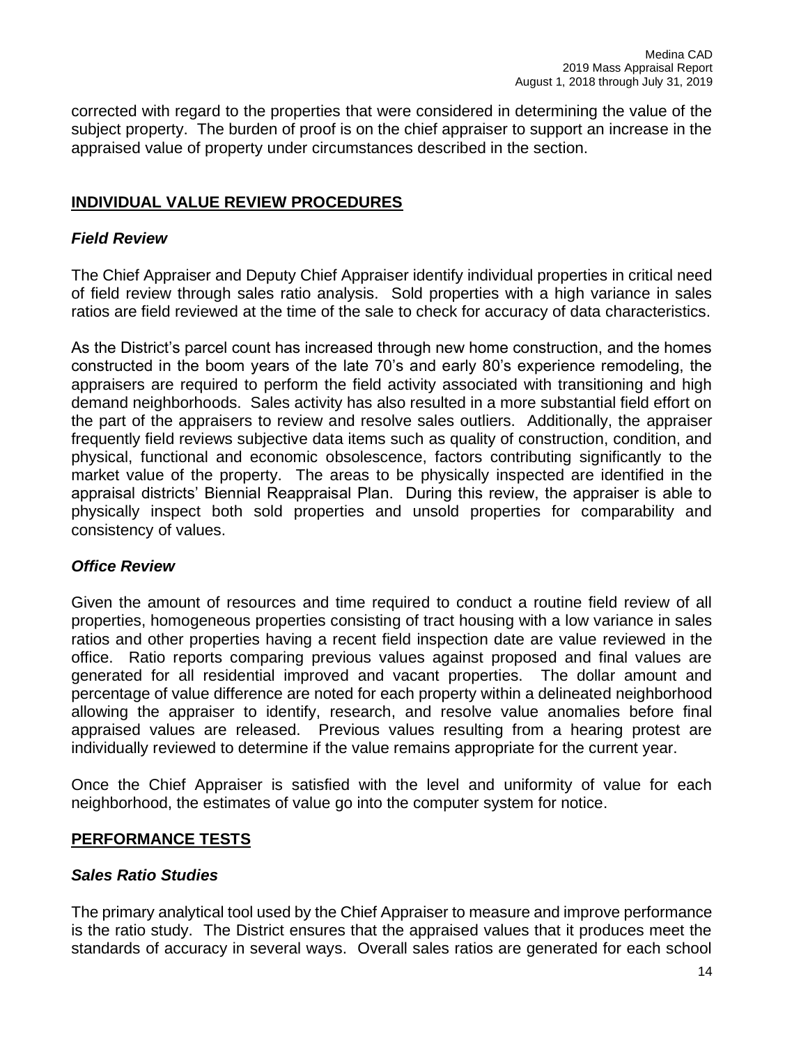corrected with regard to the properties that were considered in determining the value of the subject property. The burden of proof is on the chief appraiser to support an increase in the appraised value of property under circumstances described in the section.

## INDIVIDUAL VALUE REVIEW PROCEDURES

### *Field Review*

The Chief Appraiser and Deputy Chief Appraiser identify individual properties in critical need of field review through sales ratio analysis. Sold properties with a high variance in sales ratios are field reviewed at the time of the sale to check for accuracy of data characteristics.

As the District's parcel count has increased through new home construction, and the homes constructed in the boom years of the late 70's and early 80's experience remodeling, the appraisers are required to perform the field activity associated with transitioning and high demand neighborhoods. Sales activity has also resulted in a more substantial field effort on the part of the appraisers to review and resolve sales outliers. Additionally, the appraiser frequently field reviews subjective data items such as quality of construction, condition, and physical, functional and economic obsolescence, factors contributing significantly to the market value of the property. The areas to be physically inspected are identified in the appraisal districts' Biennial Reappraisal Plan. During this review, the appraiser is able to physically inspect both sold properties and unsold properties for comparability and consistency of values.

### *Office Review*

Given the amount of resources and time required to conduct a routine field review of all properties, homogeneous properties consisting of tract housing with a low variance in sales ratios and other properties having a recent field inspection date are value reviewed in the office. Ratio reports comparing previous values against proposed and final values are generated for all residential improved and vacant properties. The dollar amount and percentage of value difference are noted for each property within a delineated neighborhood allowing the appraiser to identify, research, and resolve value anomalies before final appraised values are released. Previous values resulting from a hearing protest are individually reviewed to determine if the value remains appropriate for the current year.

Once the Chief Appraiser is satisfied with the level and uniformity of value for each neighborhood, the estimates of value go into the computer system for notice.

## PERFORMANCE TESTS

### *Sales Ratio Studies*

The primary analytical tool used by the Chief Appraiser to measure and improve performance is the ratio study. The District ensures that the appraised values that it produces meet the standards of accuracy in several ways. Overall sales ratios are generated for each school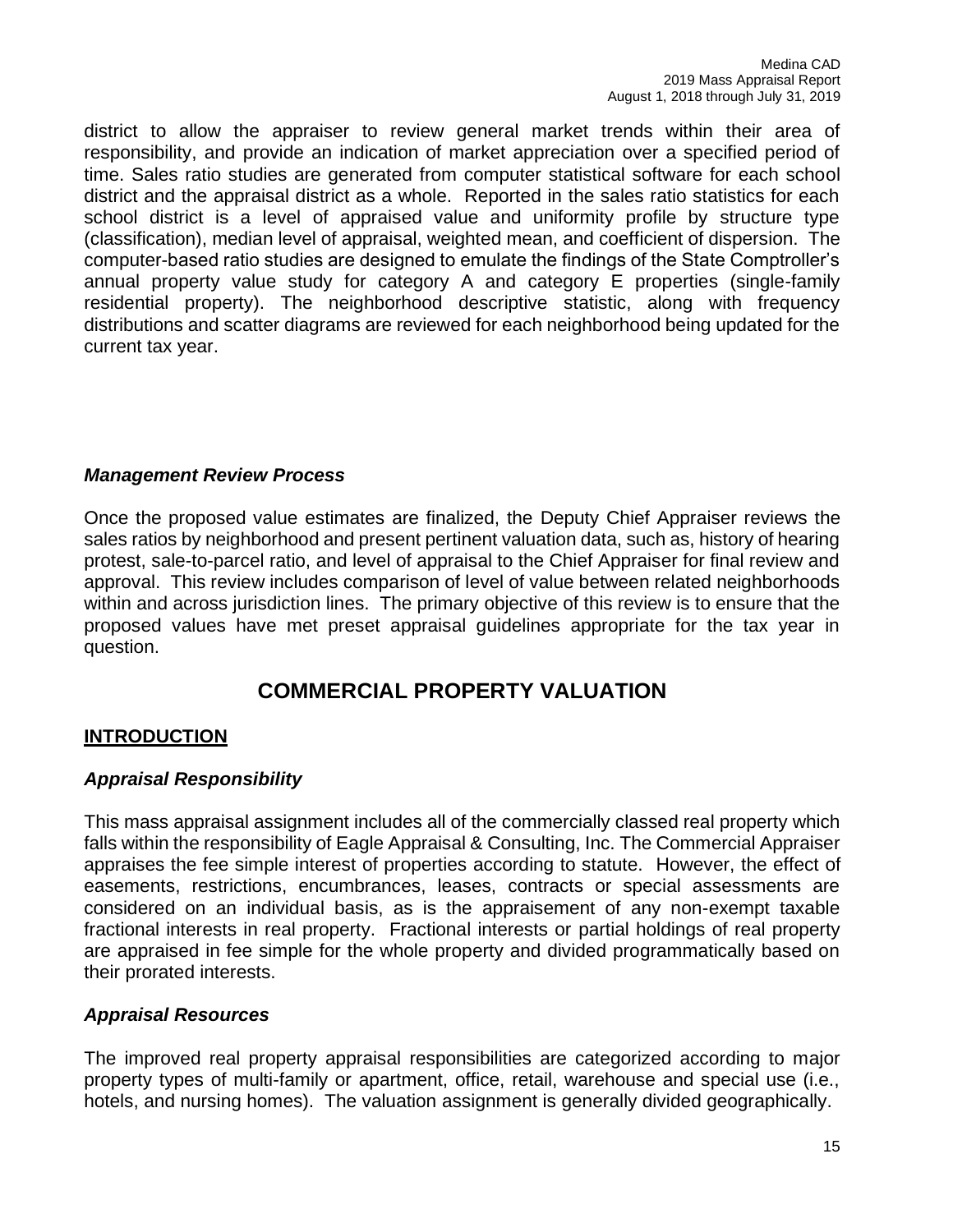district to allow the appraiser to review general market trends within their area of responsibility, and provide an indication of market appreciation over a specified period of time. Sales ratio studies are generated from computer statistical software for each school district and the appraisal district as a whole. Reported in the sales ratio statistics for each school district is a level of appraised value and uniformity profile by structure type (classification), median level of appraisal, weighted mean, and coefficient of dispersion. The computer-based ratio studies are designed to emulate the findings of the State Comptroller's annual property value study for category A and category E properties (single-family residential property). The neighborhood descriptive statistic, along with frequency distributions and scatter diagrams are reviewed for each neighborhood being updated for the current tax year.

### *Management Review Process*

Once the proposed value estimates are finalized, the Deputy Chief Appraiser reviews the sales ratios by neighborhood and present pertinent valuation data, such as, history of hearing protest, sale-to-parcel ratio, and level of appraisal to the Chief Appraiser for final review and approval. This review includes comparison of level of value between related neighborhoods within and across jurisdiction lines. The primary objective of this review is to ensure that the proposed values have met preset appraisal guidelines appropriate for the tax year in question.

# COMMERCIAL PROPERTY VALUATION

## INTRODUCTION

### *Appraisal Responsibility*

This mass appraisal assignment includes all of the commercially classed real property which falls within the responsibility of Eagle Appraisal & Consulting, Inc. The Commercial Appraiser appraises the fee simple interest of properties according to statute. However, the effect of easements, restrictions, encumbrances, leases, contracts or special assessments are considered on an individual basis, as is the appraisement of any non-exempt taxable fractional interests in real property. Fractional interests or partial holdings of real property are appraised in fee simple for the whole property and divided programmatically based on their prorated interests.

### *Appraisal Resources*

The improved real property appraisal responsibilities are categorized according to major property types of multi-family or apartment, office, retail, warehouse and special use (i.e., hotels, and nursing homes). The valuation assignment is generally divided geographically.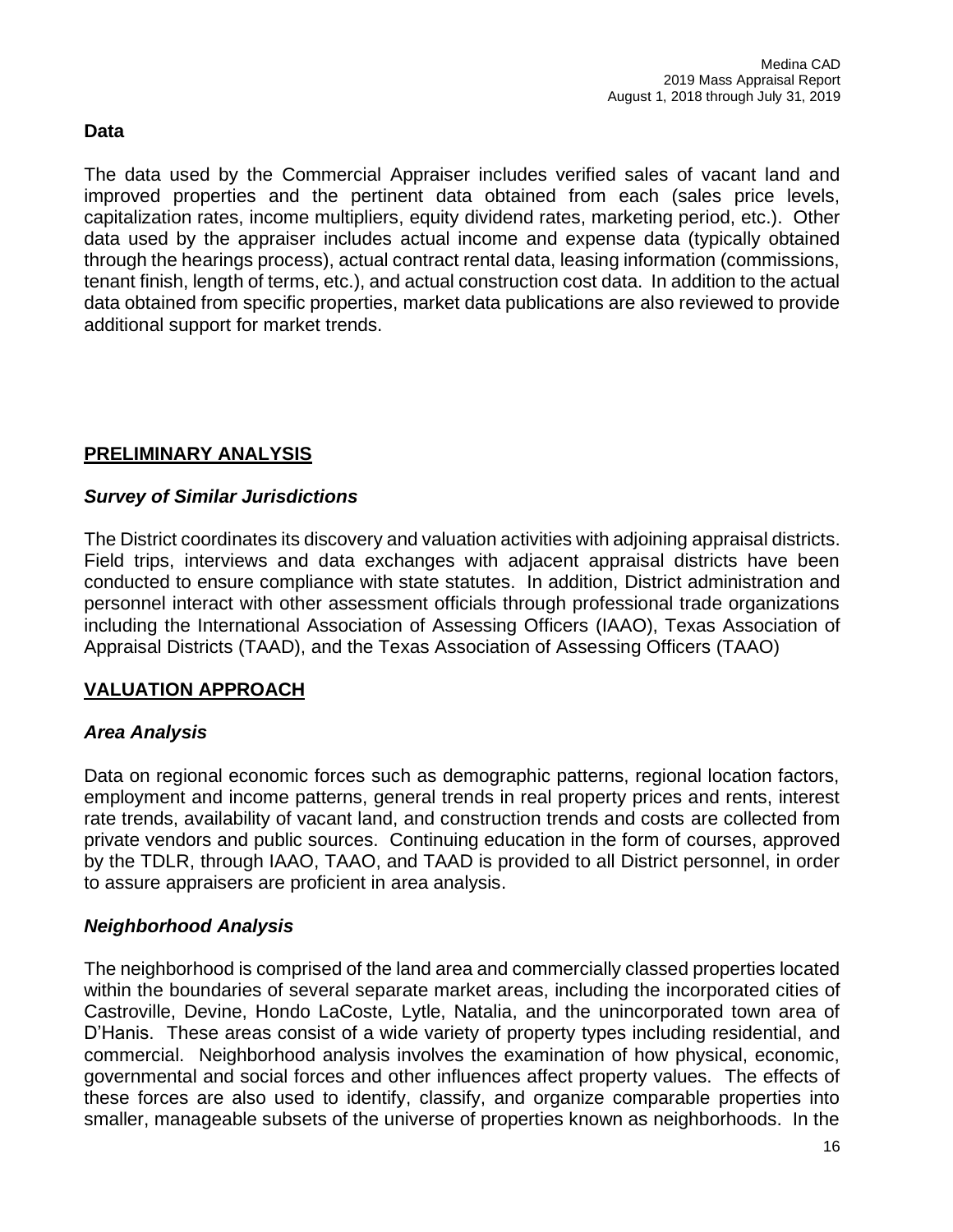**Data**

The data used by the Commercial Appraiser includes verified sales of vacant land and improved properties and the pertinent data obtained from each (sales price levels, capitalization rates, income multipliers, equity dividend rates, marketing period, etc.). Other data used by the appraiser includes actual income and expense data (typically obtained through the hearings process), actual contract rental data, leasing information (commissions, tenant finish, length of terms, etc.), and actual construction cost data. In addition to the actual data obtained from specific properties, market data publications are also reviewed to provide additional support for market trends.

## PRELIMINARY ANALYSIS

### *Survey of Similar Jurisdictions*

The District coordinates its discovery and valuation activities with adjoining appraisal districts. Field trips, interviews and data exchanges with adjacent appraisal districts have been conducted to ensure compliance with state statutes. In addition, District administration and personnel interact with other assessment officials through professional trade organizations including the International Association of Assessing Officers (IAAO), Texas Association of Appraisal Districts (TAAD), and the Texas Association of Assessing Officers (TAAO)

## VALUATION APPROACH

### *Area Analysis*

Data on regional economic forces such as demographic patterns, regional location factors, employment and income patterns, general trends in real property prices and rents, interest rate trends, availability of vacant land, and construction trends and costs are collected from private vendors and public sources. Continuing education in the form of courses, approved by the TDLR, through IAAO, TAAO, and TAAD is provided to all District personnel, in order to assure appraisers are proficient in area analysis.

### *Neighborhood Analysis*

The neighborhood is comprised of the land area and commercially classed properties located within the boundaries of several separate market areas, including the incorporated cities of Castroville, Devine, Hondo LaCoste, Lytle, Natalia, and the unincorporated town area of D'Hanis. These areas consist of a wide variety of property types including residential, and commercial. Neighborhood analysis involves the examination of how physical, economic, governmental and social forces and other influences affect property values. The effects of these forces are also used to identify, classify, and organize comparable properties into smaller, manageable subsets of the universe of properties known as neighborhoods. In the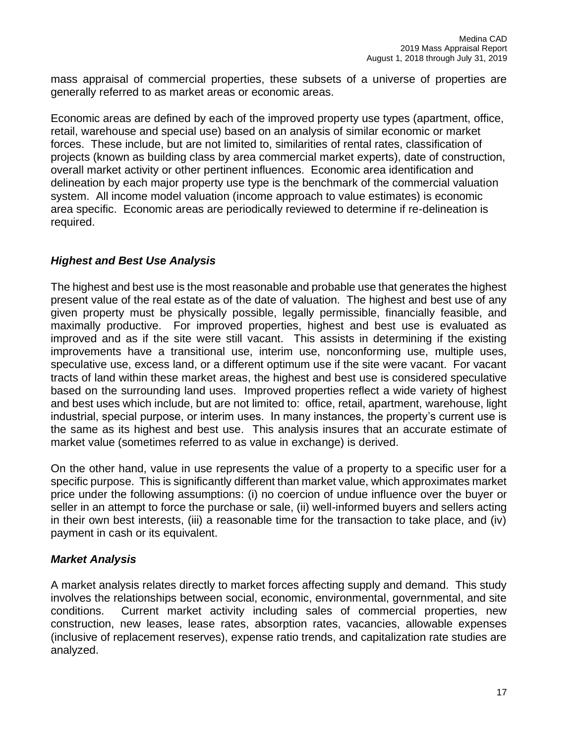mass appraisal of commercial properties, these subsets of a universe of properties are generally referred to as market areas or economic areas.

Economic areas are defined by each of the improved property use types (apartment, office, retail, warehouse and special use) based on an analysis of similar economic or market forces. These include, but are not limited to, similarities of rental rates, classification of projects (known as building class by area commercial market experts), date of construction, overall market activity or other pertinent influences. Economic area identification and delineation by each major property use type is the benchmark of the commercial valuation system. All income model valuation (income approach to value estimates) is economic area specific. Economic areas are periodically reviewed to determine if re-delineation is required.

### *Highest and Best Use Analysis*

The highest and best use is the most reasonable and probable use that generates the highest present value of the real estate as of the date of valuation. The highest and best use of any given property must be physically possible, legally permissible, financially feasible, and maximally productive. For improved properties, highest and best use is evaluated as improved and as if the site were still vacant. This assists in determining if the existing improvements have a transitional use, interim use, nonconforming use, multiple uses, speculative use, excess land, or a different optimum use if the site were vacant. For vacant tracts of land within these market areas, the highest and best use is considered speculative based on the surrounding land uses. Improved properties reflect a wide variety of highest and best uses which include, but are not limited to: office, retail, apartment, warehouse, light industrial, special purpose, or interim uses. In many instances, the property's current use is the same as its highest and best use. This analysis insures that an accurate estimate of market value (sometimes referred to as value in exchange) is derived.

On the other hand, value in use represents the value of a property to a specific user for a specific purpose. This is significantly different than market value, which approximates market price under the following assumptions: (i) no coercion of undue influence over the buyer or seller in an attempt to force the purchase or sale, (ii) well-informed buyers and sellers acting in their own best interests, (iii) a reasonable time for the transaction to take place, and (iv) payment in cash or its equivalent.

### *Market Analysis*

A market analysis relates directly to market forces affecting supply and demand. This study involves the relationships between social, economic, environmental, governmental, and site conditions. Current market activity including sales of commercial properties, new construction, new leases, lease rates, absorption rates, vacancies, allowable expenses (inclusive of replacement reserves), expense ratio trends, and capitalization rate studies are analyzed.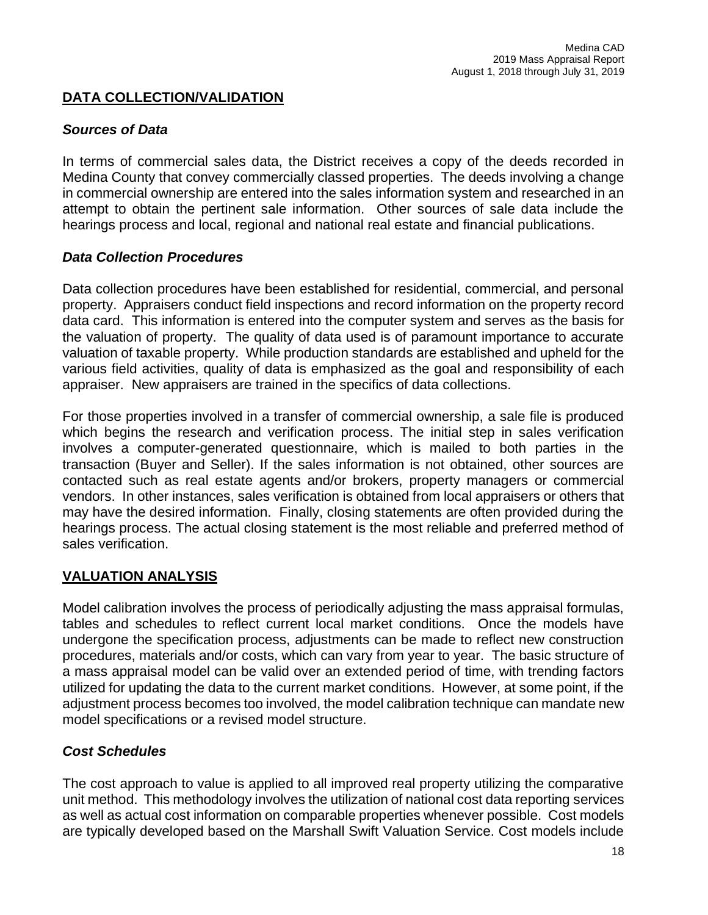## DATA COLLECTION/VALIDATION

### *Sources of Data*

In terms of commercial sales data, the District receives a copy of the deeds recorded in Medina County that convey commercially classed properties. The deeds involving a change in commercial ownership are entered into the sales information system and researched in an attempt to obtain the pertinent sale information. Other sources of sale data include the hearings process and local, regional and national real estate and financial publications.

### *Data Collection Procedures*

Data collection procedures have been established for residential, commercial, and personal property. Appraisers conduct field inspections and record information on the property record data card. This information is entered into the computer system and serves as the basis for the valuation of property. The quality of data used is of paramount importance to accurate valuation of taxable property. While production standards are established and upheld for the various field activities, quality of data is emphasized as the goal and responsibility of each appraiser. New appraisers are trained in the specifics of data collections.

For those properties involved in a transfer of commercial ownership, a sale file is produced which begins the research and verification process. The initial step in sales verification involves a computer-generated questionnaire, which is mailed to both parties in the transaction (Buyer and Seller). If the sales information is not obtained, other sources are contacted such as real estate agents and/or brokers, property managers or commercial vendors. In other instances, sales verification is obtained from local appraisers or others that may have the desired information. Finally, closing statements are often provided during the hearings process. The actual closing statement is the most reliable and preferred method of sales verification.

## VALUATION ANALYSIS

Model calibration involves the process of periodically adjusting the mass appraisal formulas, tables and schedules to reflect current local market conditions. Once the models have undergone the specification process, adjustments can be made to reflect new construction procedures, materials and/or costs, which can vary from year to year. The basic structure of a mass appraisal model can be valid over an extended period of time, with trending factors utilized for updating the data to the current market conditions. However, at some point, if the adjustment process becomes too involved, the model calibration technique can mandate new model specifications or a revised model structure.

### *Cost Schedules*

The cost approach to value is applied to all improved real property utilizing the comparative unit method. This methodology involves the utilization of national cost data reporting services as well as actual cost information on comparable properties whenever possible. Cost models are typically developed based on the Marshall Swift Valuation Service. Cost models include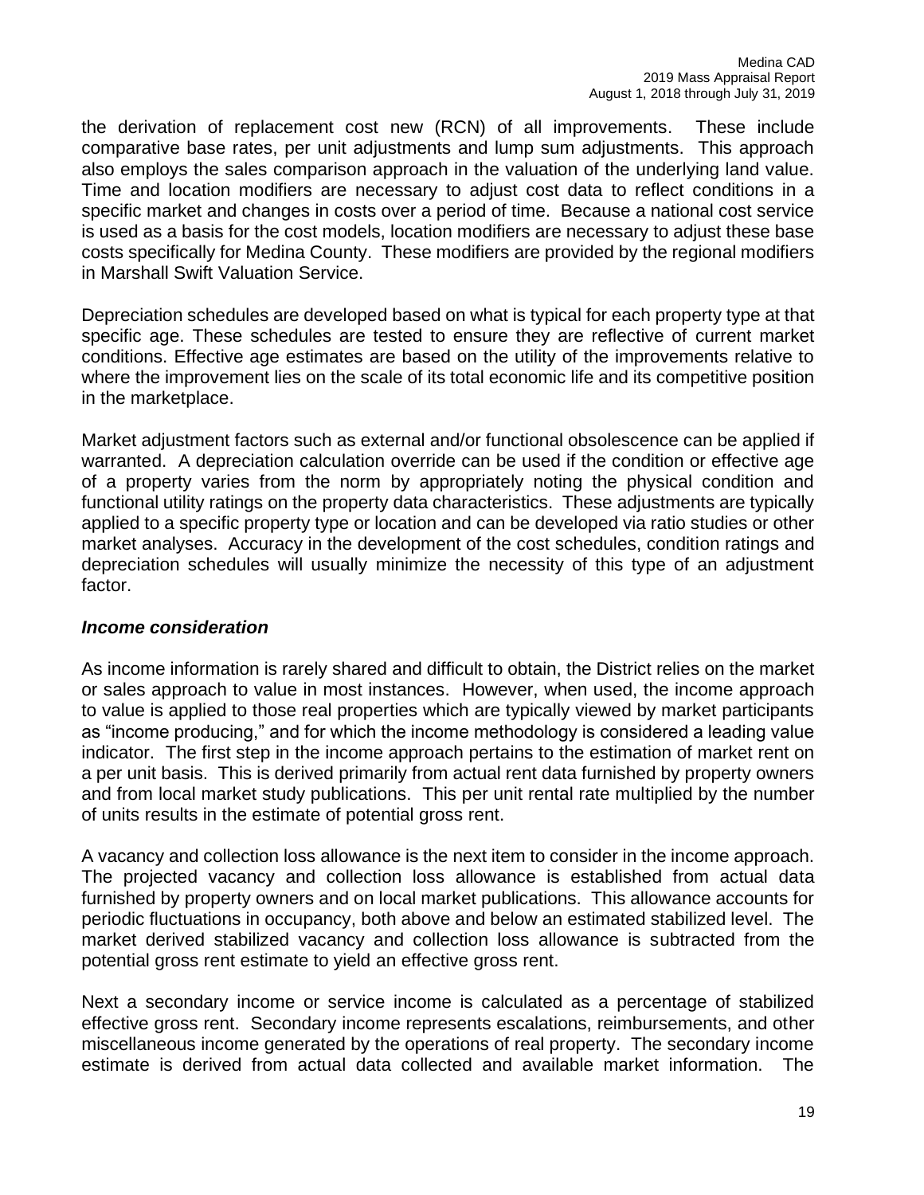the derivation of replacement cost new (RCN) of all improvements. These include comparative base rates, per unit adjustments and lump sum adjustments. This approach also employs the sales comparison approach in the valuation of the underlying land value. Time and location modifiers are necessary to adjust cost data to reflect conditions in a specific market and changes in costs over a period of time. Because a national cost service is used as a basis for the cost models, location modifiers are necessary to adjust these base costs specifically for Medina County. These modifiers are provided by the regional modifiers in Marshall Swift Valuation Service.

Depreciation schedules are developed based on what is typical for each property type at that specific age. These schedules are tested to ensure they are reflective of current market conditions. Effective age estimates are based on the utility of the improvements relative to where the improvement lies on the scale of its total economic life and its competitive position in the marketplace.

Market adjustment factors such as external and/or functional obsolescence can be applied if warranted. A depreciation calculation override can be used if the condition or effective age of a property varies from the norm by appropriately noting the physical condition and functional utility ratings on the property data characteristics. These adjustments are typically applied to a specific property type or location and can be developed via ratio studies or other market analyses. Accuracy in the development of the cost schedules, condition ratings and depreciation schedules will usually minimize the necessity of this type of an adjustment factor.

### *Income consideration*

As income information is rarely shared and difficult to obtain, the District relies on the market or sales approach to value in most instances. However, when used, the income approach to value is applied to those real properties which are typically viewed by market participants as "income producing," and for which the income methodology is considered a leading value indicator. The first step in the income approach pertains to the estimation of market rent on a per unit basis. This is derived primarily from actual rent data furnished by property owners and from local market study publications. This per unit rental rate multiplied by the number of units results in the estimate of potential gross rent.

A vacancy and collection loss allowance is the next item to consider in the income approach. The projected vacancy and collection loss allowance is established from actual data furnished by property owners and on local market publications. This allowance accounts for periodic fluctuations in occupancy, both above and below an estimated stabilized level. The market derived stabilized vacancy and collection loss allowance is subtracted from the potential gross rent estimate to yield an effective gross rent.

Next a secondary income or service income is calculated as a percentage of stabilized effective gross rent. Secondary income represents escalations, reimbursements, and other miscellaneous income generated by the operations of real property. The secondary income estimate is derived from actual data collected and available market information. The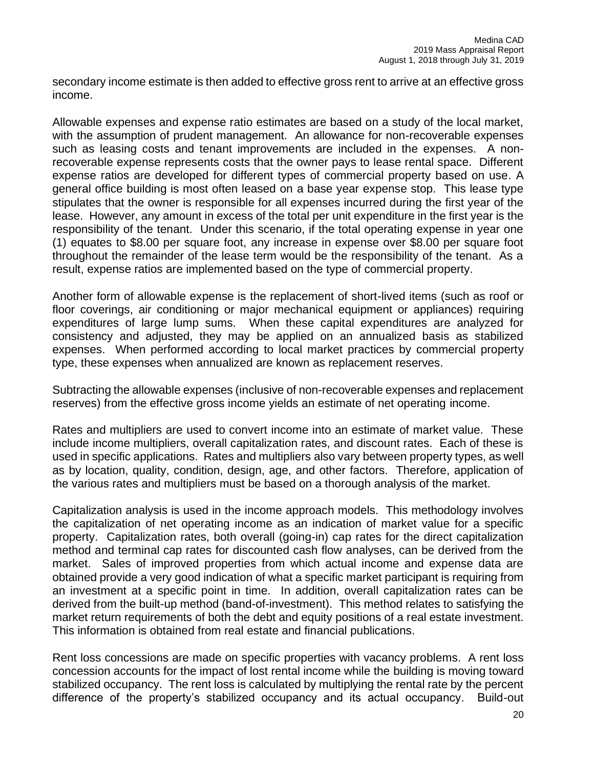secondary income estimate is then added to effective gross rent to arrive at an effective gross income.

Allowable expenses and expense ratio estimates are based on a study of the local market, with the assumption of prudent management. An allowance for non-recoverable expenses such as leasing costs and tenant improvements are included in the expenses. A non-recoverable expense represents costs that the owner pays to lease rental space. Different expense ratios are developed for different types of commercial property based on use. A general office building is most often leased on a base year expense stop. This lease type stipulates that the owner is responsible for all expenses incurred during the first year of the lease. However, any amount in excess of the total per unit expenditure in the first year is the responsibility of the tenant. Under this scenario, if the total operating expense in year one (1) equates to $8.00 per square foot, any increase in expense over $8.00 per square foot throughout the remainder of the lease term would be the responsibility of the tenant. As a result, expense ratios are implemented based on the type of commercial property.

Another form of allowable expense is the replacement of short-lived items (such as roof or floor coverings, air conditioning or major mechanical equipment or appliances) requiring expenditures of large lump sums. When these capital expenditures are analyzed for consistency and adjusted, they may be applied on an annualized basis as stabilized expenses. When performed according to local market practices by commercial property type, these expenses when annualized are known as replacement reserves.

Subtracting the allowable expenses (inclusive of non-recoverable expenses and replacement reserves) from the effective gross income yields an estimate of net operating income.

Rates and multipliers are used to convert income into an estimate of market value. These include income multipliers, overall capitalization rates, and discount rates. Each of these is used in specific applications. Rates and multipliers also vary between property types, as well as by location, quality, condition, design, age, and other factors. Therefore, application of the various rates and multipliers must be based on a thorough analysis of the market.

Capitalization analysis is used in the income approach models. This methodology involves the capitalization of net operating income as an indication of market value for a specific property. Capitalization rates, both overall (going-in) cap rates for the direct capitalization method and terminal cap rates for discounted cash flow analyses, can be derived from the market. Sales of improved properties from which actual income and expense data are obtained provide a very good indication of what a specific market participant is requiring from an investment at a specific point in time. In addition, overall capitalization rates can be derived from the built-up method (band-of-investment). This method relates to satisfying the market return requirements of both the debt and equity positions of a real estate investment. This information is obtained from real estate and financial publications.

Rent loss concessions are made on specific properties with vacancy problems. A rent loss concession accounts for the impact of lost rental income while the building is moving toward stabilized occupancy. The rent loss is calculated by multiplying the rental rate by the percent difference of the property's stabilized occupancy and its actual occupancy. Build-out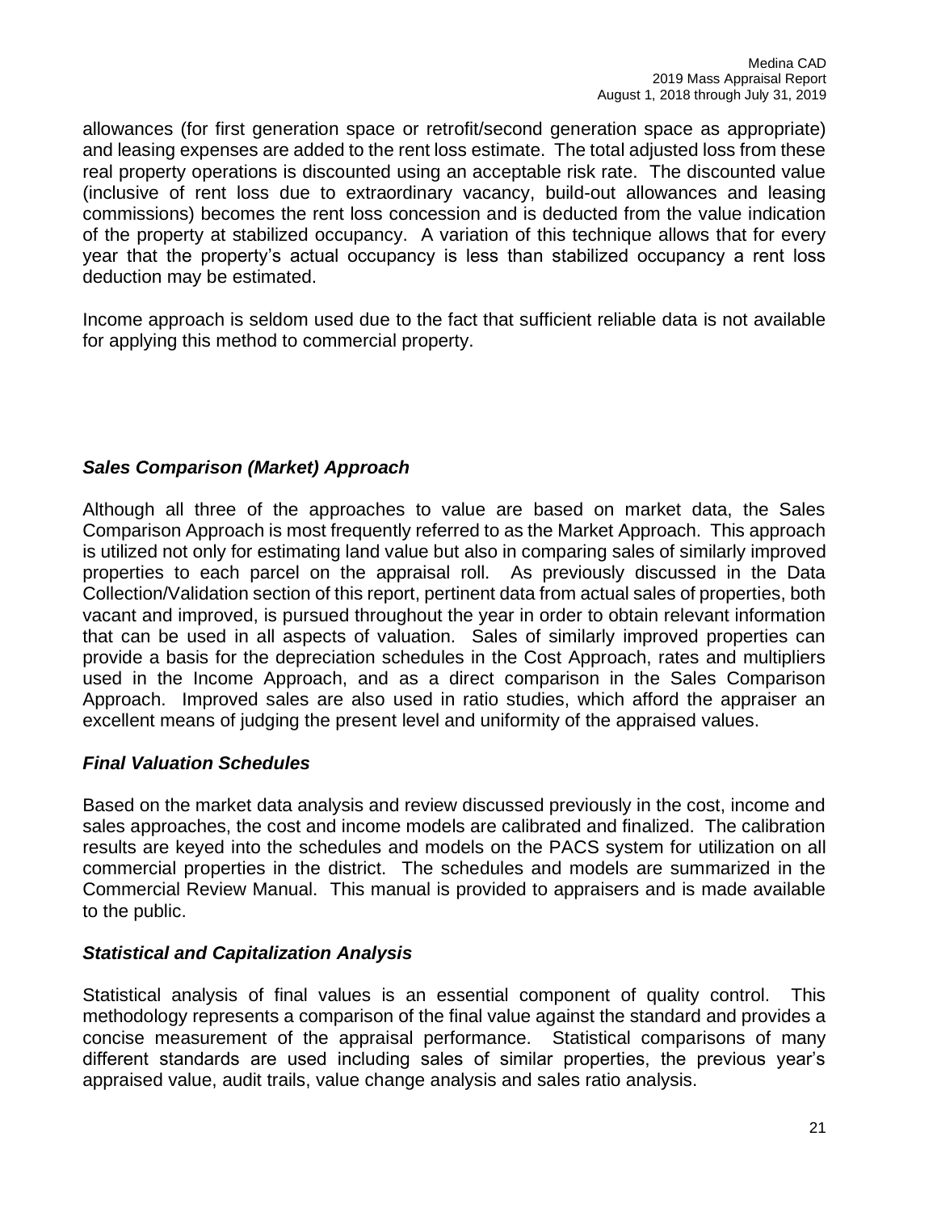allowances (for first generation space or retrofit/second generation space as appropriate) and leasing expenses are added to the rent loss estimate. The total adjusted loss from these real property operations is discounted using an acceptable risk rate. The discounted value (inclusive of rent loss due to extraordinary vacancy, build-out allowances and leasing commissions) becomes the rent loss concession and is deducted from the value indication of the property at stabilized occupancy. A variation of this technique allows that for every year that the property's actual occupancy is less than stabilized occupancy a rent loss deduction may be estimated.

Income approach is seldom used due to the fact that sufficient reliable data is not available for applying this method to commercial property.

### *Sales Comparison (Market) Approach*

Although all three of the approaches to value are based on market data, the Sales Comparison Approach is most frequently referred to as the Market Approach. This approach is utilized not only for estimating land value but also in comparing sales of similarly improved properties to each parcel on the appraisal roll. As previously discussed in the Data Collection/Validation section of this report, pertinent data from actual sales of properties, both vacant and improved, is pursued throughout the year in order to obtain relevant information that can be used in all aspects of valuation. Sales of similarly improved properties can provide a basis for the depreciation schedules in the Cost Approach, rates and multipliers used in the Income Approach, and as a direct comparison in the Sales Comparison Approach. Improved sales are also used in ratio studies, which afford the appraiser an excellent means of judging the present level and uniformity of the appraised values.

### *Final Valuation Schedules*

Based on the market data analysis and review discussed previously in the cost, income and sales approaches, the cost and income models are calibrated and finalized. The calibration results are keyed into the schedules and models on the PACS system for utilization on all commercial properties in the district. The schedules and models are summarized in the Commercial Review Manual. This manual is provided to appraisers and is made available to the public.

### *Statistical and Capitalization Analysis*

Statistical analysis of final values is an essential component of quality control. This methodology represents a comparison of the final value against the standard and provides a concise measurement of the appraisal performance. Statistical comparisons of many different standards are used including sales of similar properties, the previous year's appraised value, audit trails, value change analysis and sales ratio analysis.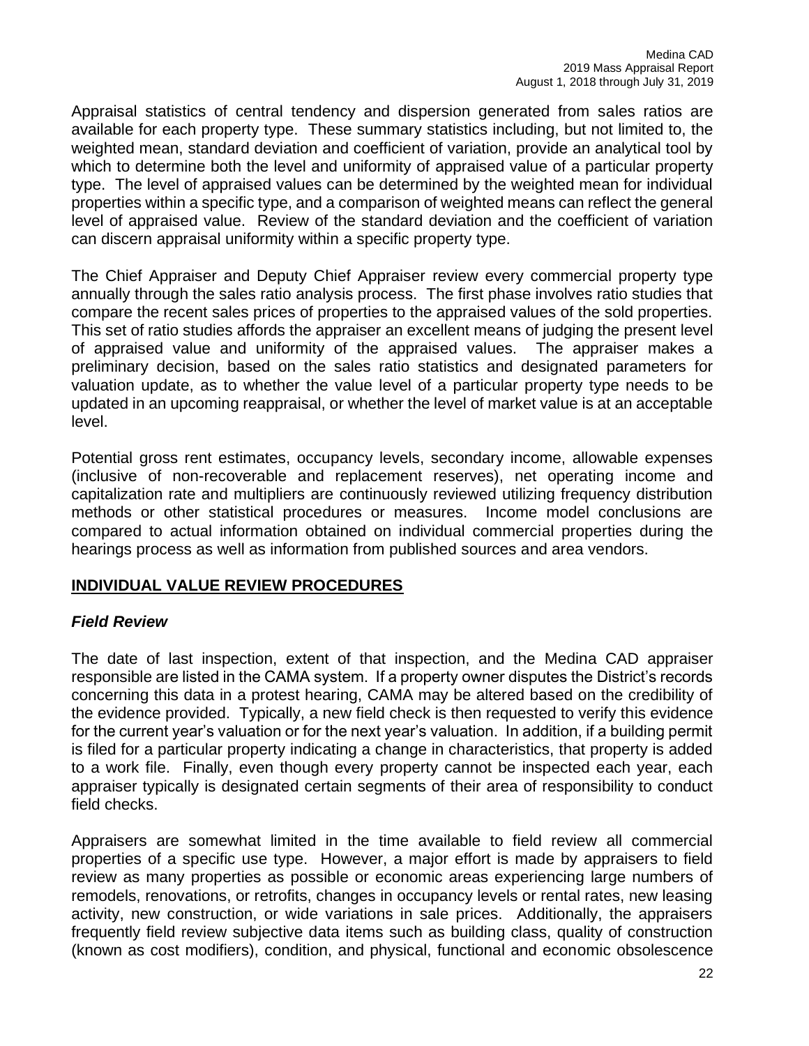Appraisal statistics of central tendency and dispersion generated from sales ratios are available for each property type. These summary statistics including, but not limited to, the weighted mean, standard deviation and coefficient of variation, provide an analytical tool by which to determine both the level and uniformity of appraised value of a particular property type. The level of appraised values can be determined by the weighted mean for individual properties within a specific type, and a comparison of weighted means can reflect the general level of appraised value. Review of the standard deviation and the coefficient of variation can discern appraisal uniformity within a specific property type.

The Chief Appraiser and Deputy Chief Appraiser review every commercial property type annually through the sales ratio analysis process. The first phase involves ratio studies that compare the recent sales prices of properties to the appraised values of the sold properties. This set of ratio studies affords the appraiser an excellent means of judging the present level of appraised value and uniformity of the appraised values. The appraiser makes a preliminary decision, based on the sales ratio statistics and designated parameters for valuation update, as to whether the value level of a particular property type needs to be updated in an upcoming reappraisal, or whether the level of market value is at an acceptable level.

Potential gross rent estimates, occupancy levels, secondary income, allowable expenses (inclusive of non-recoverable and replacement reserves), net operating income and capitalization rate and multipliers are continuously reviewed utilizing frequency distribution methods or other statistical procedures or measures. Income model conclusions are compared to actual information obtained on individual commercial properties during the hearings process as well as information from published sources and area vendors.

## INDIVIDUAL VALUE REVIEW PROCEDURES

### *Field Review*

The date of last inspection, extent of that inspection, and the Medina CAD appraiser responsible are listed in the CAMA system. If a property owner disputes the District's records concerning this data in a protest hearing, CAMA may be altered based on the credibility of the evidence provided. Typically, a new field check is then requested to verify this evidence for the current year's valuation or for the next year's valuation. In addition, if a building permit is filed for a particular property indicating a change in characteristics, that property is added to a work file. Finally, even though every property cannot be inspected each year, each appraiser typically is designated certain segments of their area of responsibility to conduct field checks.

Appraisers are somewhat limited in the time available to field review all commercial properties of a specific use type. However, a major effort is made by appraisers to field review as many properties as possible or economic areas experiencing large numbers of remodels, renovations, or retrofits, changes in occupancy levels or rental rates, new leasing activity, new construction, or wide variations in sale prices. Additionally, the appraisers frequently field review subjective data items such as building class, quality of construction (known as cost modifiers), condition, and physical, functional and economic obsolescence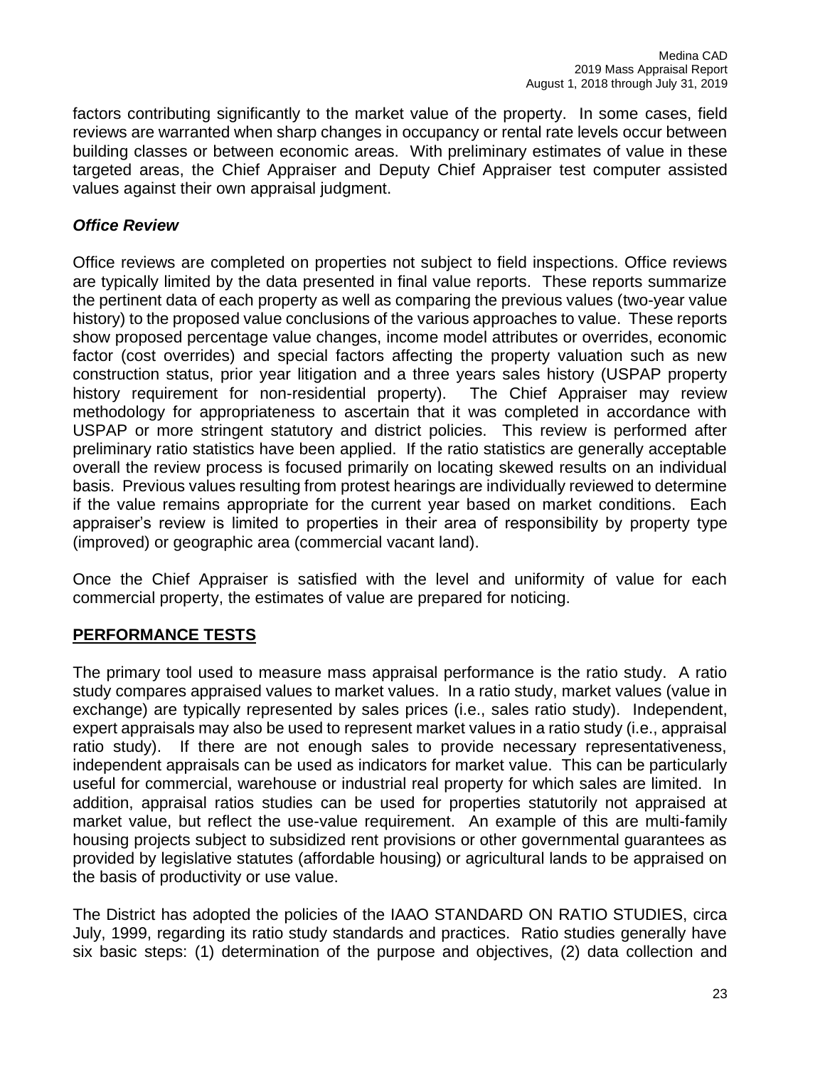factors contributing significantly to the market value of the property. In some cases, field reviews are warranted when sharp changes in occupancy or rental rate levels occur between building classes or between economic areas. With preliminary estimates of value in these targeted areas, the Chief Appraiser and Deputy Chief Appraiser test computer assisted values against their own appraisal judgment.

### *Office Review*

Office reviews are completed on properties not subject to field inspections. Office reviews are typically limited by the data presented in final value reports. These reports summarize the pertinent data of each property as well as comparing the previous values (two-year value history) to the proposed value conclusions of the various approaches to value. These reports show proposed percentage value changes, income model attributes or overrides, economic factor (cost overrides) and special factors affecting the property valuation such as new construction status, prior year litigation and a three years sales history (USPAP property history requirement for non-residential property). The Chief Appraiser may review methodology for appropriateness to ascertain that it was completed in accordance with USPAP or more stringent statutory and district policies. This review is performed after preliminary ratio statistics have been applied. If the ratio statistics are generally acceptable overall the review process is focused primarily on locating skewed results on an individual basis. Previous values resulting from protest hearings are individually reviewed to determine if the value remains appropriate for the current year based on market conditions. Each appraiser's review is limited to properties in their area of responsibility by property type (improved) or geographic area (commercial vacant land).

Once the Chief Appraiser is satisfied with the level and uniformity of value for each commercial property, the estimates of value are prepared for noticing.

## PERFORMANCE TESTS

The primary tool used to measure mass appraisal performance is the ratio study. A ratio study compares appraised values to market values. In a ratio study, market values (value in exchange) are typically represented by sales prices (i.e., sales ratio study). Independent, expert appraisals may also be used to represent market values in a ratio study (i.e., appraisal ratio study). If there are not enough sales to provide necessary representativeness, independent appraisals can be used as indicators for market value. This can be particularly useful for commercial, warehouse or industrial real property for which sales are limited. In addition, appraisal ratios studies can be used for properties statutorily not appraised at market value, but reflect the use-value requirement. An example of this are multi-family housing projects subject to subsidized rent provisions or other governmental guarantees as provided by legislative statutes (affordable housing) or agricultural lands to be appraised on the basis of productivity or use value.

The District has adopted the policies of the IAAO STANDARD ON RATIO STUDIES, circa July, 1999, regarding its ratio study standards and practices. Ratio studies generally have six basic steps: (1) determination of the purpose and objectives, (2) data collection and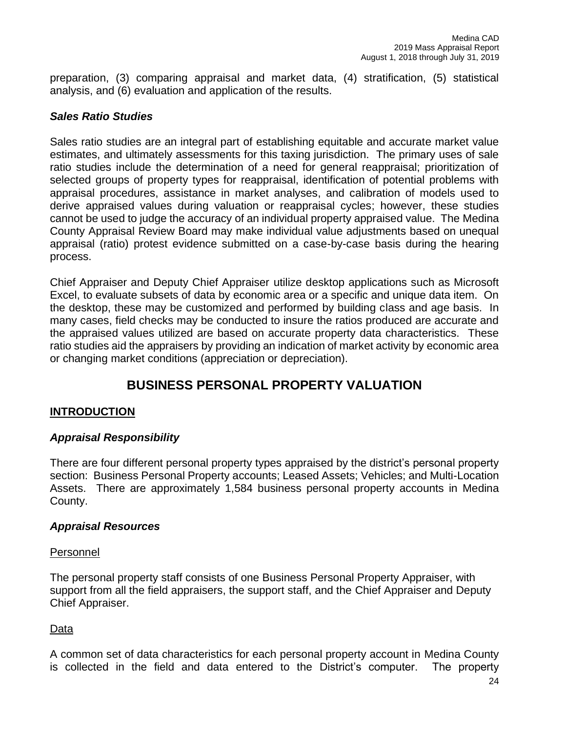preparation, (3) comparing appraisal and market data, (4) stratification, (5) statistical analysis, and (6) evaluation and application of the results.

### *Sales Ratio Studies*

Sales ratio studies are an integral part of establishing equitable and accurate market value estimates, and ultimately assessments for this taxing jurisdiction. The primary uses of sale ratio studies include the determination of a need for general reappraisal; prioritization of selected groups of property types for reappraisal, identification of potential problems with appraisal procedures, assistance in market analyses, and calibration of models used to derive appraised values during valuation or reappraisal cycles; however, these studies cannot be used to judge the accuracy of an individual property appraised value. The Medina County Appraisal Review Board may make individual value adjustments based on unequal appraisal (ratio) protest evidence submitted on a case-by-case basis during the hearing process.

Chief Appraiser and Deputy Chief Appraiser utilize desktop applications such as Microsoft Excel, to evaluate subsets of data by economic area or a specific and unique data item. On the desktop, these may be customized and performed by building class and age basis. In many cases, field checks may be conducted to insure the ratios produced are accurate and the appraised values utilized are based on accurate property data characteristics. These ratio studies aid the appraisers by providing an indication of market activity by economic area or changing market conditions (appreciation or depreciation).

# BUSINESS PERSONAL PROPERTY VALUATION

## INTRODUCTION

### *Appraisal Responsibility*

There are four different personal property types appraised by the district's personal property section: Business Personal Property accounts; Leased Assets; Vehicles; and Multi-Location Assets. There are approximately 1,584 business personal property accounts in Medina County.

### *Appraisal Resources*

#### Personnel

The personal property staff consists of one Business Personal Property Appraiser, with support from all the field appraisers, the support staff, and the Chief Appraiser and Deputy Chief Appraiser.

#### Data

A common set of data characteristics for each personal property account in Medina County is collected in the field and data entered to the District's computer. The property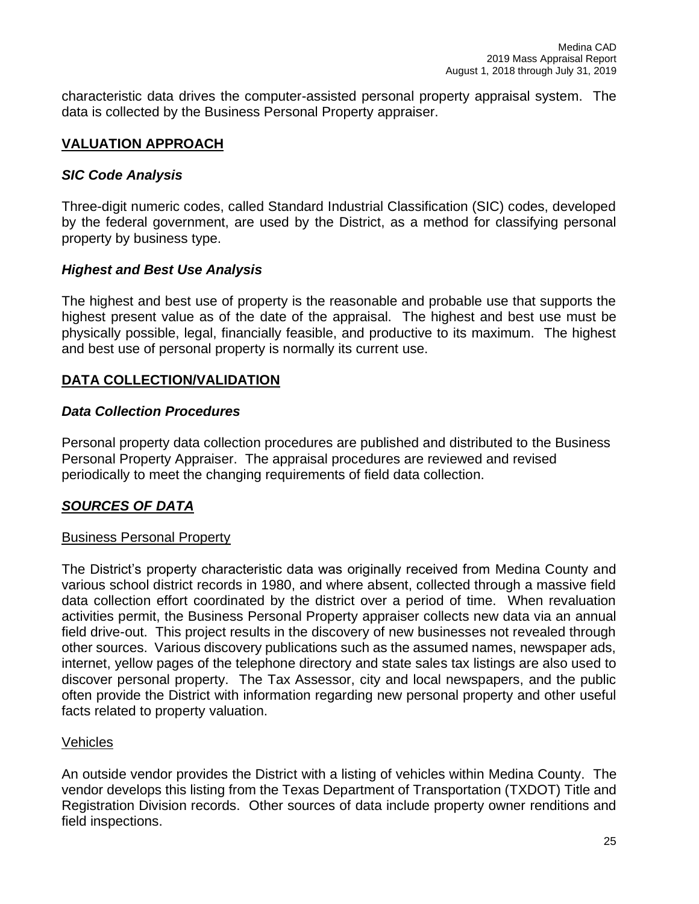characteristic data drives the computer-assisted personal property appraisal system. The data is collected by the Business Personal Property appraiser.

## VALUATION APPROACH

### *SIC Code Analysis*

Three-digit numeric codes, called Standard Industrial Classification (SIC) codes, developed by the federal government, are used by the District, as a method for classifying personal property by business type.

### *Highest and Best Use Analysis*

The highest and best use of property is the reasonable and probable use that supports the highest present value as of the date of the appraisal. The highest and best use must be physically possible, legal, financially feasible, and productive to its maximum. The highest and best use of personal property is normally its current use.

## DATA COLLECTION/VALIDATION

### *Data Collection Procedures*

Personal property data collection procedures are published and distributed to the Business Personal Property Appraiser. The appraisal procedures are reviewed and revised periodically to meet the changing requirements of field data collection.

### *SOURCES OF DATA*

#### Business Personal Property

The District's property characteristic data was originally received from Medina County and various school district records in 1980, and where absent, collected through a massive field data collection effort coordinated by the district over a period of time. When revaluation activities permit, the Business Personal Property appraiser collects new data via an annual field drive-out. This project results in the discovery of new businesses not revealed through other sources. Various discovery publications such as the assumed names, newspaper ads, internet, yellow pages of the telephone directory and state sales tax listings are also used to discover personal property. The Tax Assessor, city and local newspapers, and the public often provide the District with information regarding new personal property and other useful facts related to property valuation.

#### Vehicles

An outside vendor provides the District with a listing of vehicles within Medina County. The vendor develops this listing from the Texas Department of Transportation (TXDOT) Title and Registration Division records. Other sources of data include property owner renditions and field inspections.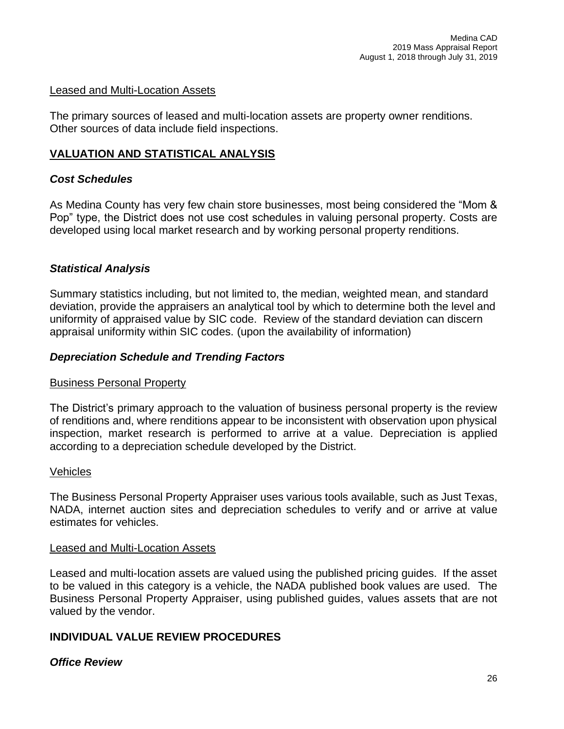Leased and Multi-Location Assets

The primary sources of leased and multi-location assets are property owner renditions. Other sources of data include field inspections.

## VALUATION AND STATISTICAL ANALYSIS

### *Cost Schedules*

As Medina County has very few chain store businesses, most being considered the "Mom & Pop" type, the District does not use cost schedules in valuing personal property. Costs are developed using local market research and by working personal property renditions.

### *Statistical Analysis*

Summary statistics including, but not limited to, the median, weighted mean, and standard deviation, provide the appraisers an analytical tool by which to determine both the level and uniformity of appraised value by SIC code. Review of the standard deviation can discern appraisal uniformity within SIC codes. (upon the availability of information)

### *Depreciation Schedule and Trending Factors*

Business Personal Property

The District's primary approach to the valuation of business personal property is the review of renditions and, where renditions appear to be inconsistent with observation upon physical inspection, market research is performed to arrive at a value. Depreciation is applied according to a depreciation schedule developed by the District.

Vehicles

The Business Personal Property Appraiser uses various tools available, such as Just Texas, NADA, internet auction sites and depreciation schedules to verify and or arrive at value estimates for vehicles.

Leased and Multi-Location Assets

Leased and multi-location assets are valued using the published pricing guides. If the asset to be valued in this category is a vehicle, the NADA published book values are used. The Business Personal Property Appraiser, using published guides, values assets that are not valued by the vendor.

## INDIVIDUAL VALUE REVIEW PROCEDURES

### *Office Review*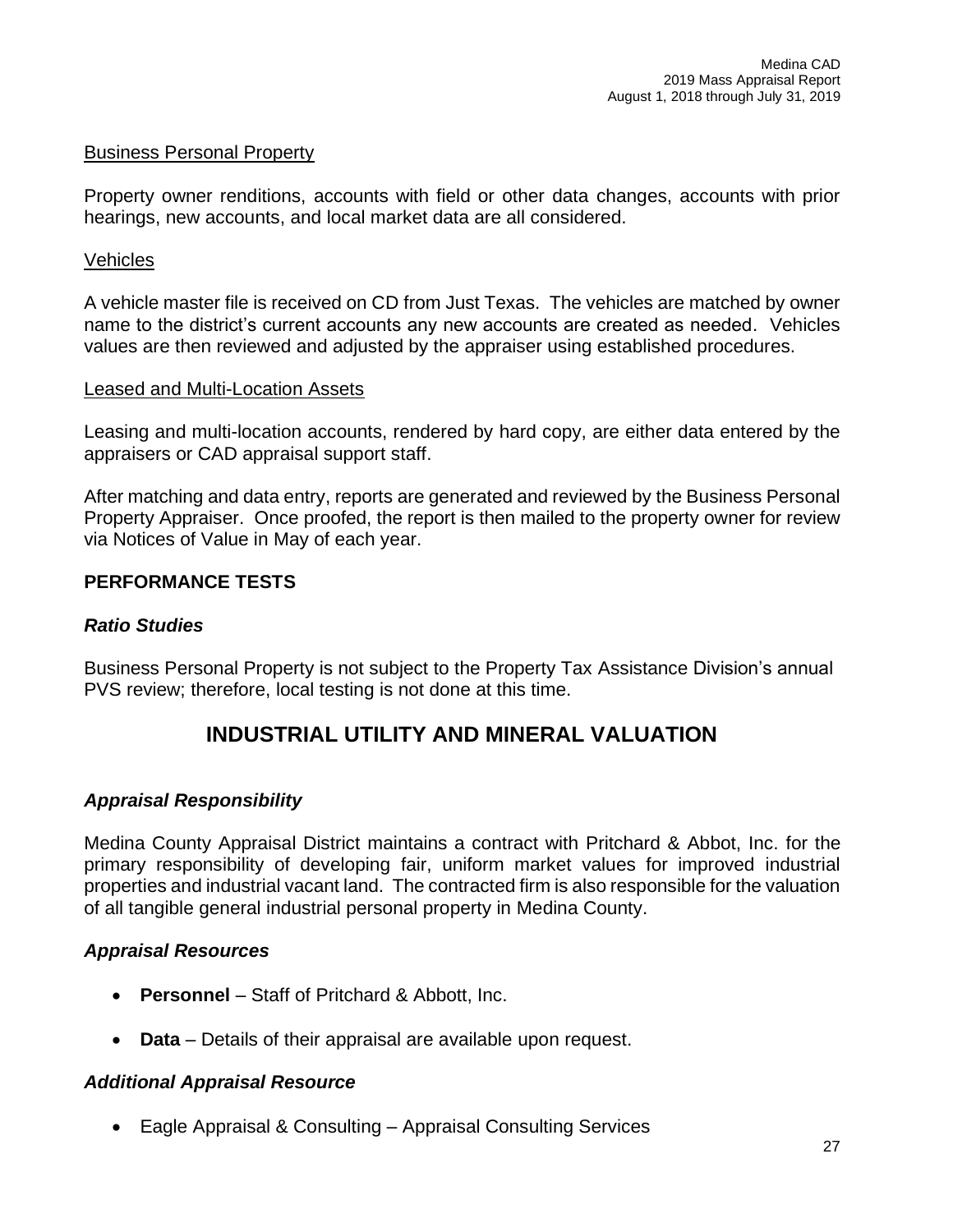Business Personal Property

Property owner renditions, accounts with field or other data changes, accounts with prior hearings, new accounts, and local market data are all considered.

Vehicles

A vehicle master file is received on CD from Just Texas. The vehicles are matched by owner name to the district's current accounts any new accounts are created as needed. Vehicles values are then reviewed and adjusted by the appraiser using established procedures.

Leased and Multi-Location Assets

Leasing and multi-location accounts, rendered by hard copy, are either data entered by the appraisers or CAD appraisal support staff.

After matching and data entry, reports are generated and reviewed by the Business Personal Property Appraiser. Once proofed, the report is then mailed to the property owner for review via Notices of Value in May of each year.

**PERFORMANCE TESTS**

***Ratio Studies***

Business Personal Property is not subject to the Property Tax Assistance Division's annual PVS review; therefore, local testing is not done at this time.

## INDUSTRIAL UTILITY AND MINERAL VALUATION

***Appraisal Responsibility***

Medina County Appraisal District maintains a contract with Pritchard & Abbot, Inc. for the primary responsibility of developing fair, uniform market values for improved industrial properties and industrial vacant land. The contracted firm is also responsible for the valuation of all tangible general industrial personal property in Medina County.

***Appraisal Resources***

- **Personnel** – Staff of Pritchard & Abbott, Inc.
- **Data** – Details of their appraisal are available upon request.

***Additional Appraisal Resource***

- Eagle Appraisal & Consulting – Appraisal Consulting Services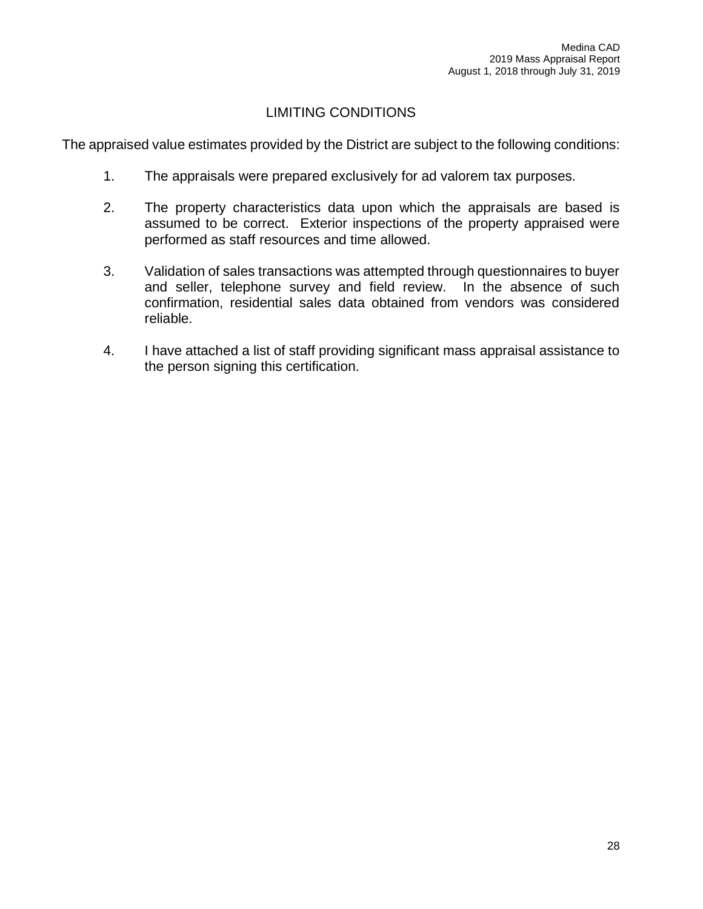# LIMITING CONDITIONS

The appraised value estimates provided by the District are subject to the following conditions:

1. The appraisals were prepared exclusively for ad valorem tax purposes.

2. The property characteristics data upon which the appraisals are based is assumed to be correct. Exterior inspections of the property appraised were performed as staff resources and time allowed.

3. Validation of sales transactions was attempted through questionnaires to buyer and seller, telephone survey and field review. In the absence of such confirmation, residential sales data obtained from vendors was considered reliable.

4. I have attached a list of staff providing significant mass appraisal assistance to the person signing this certification.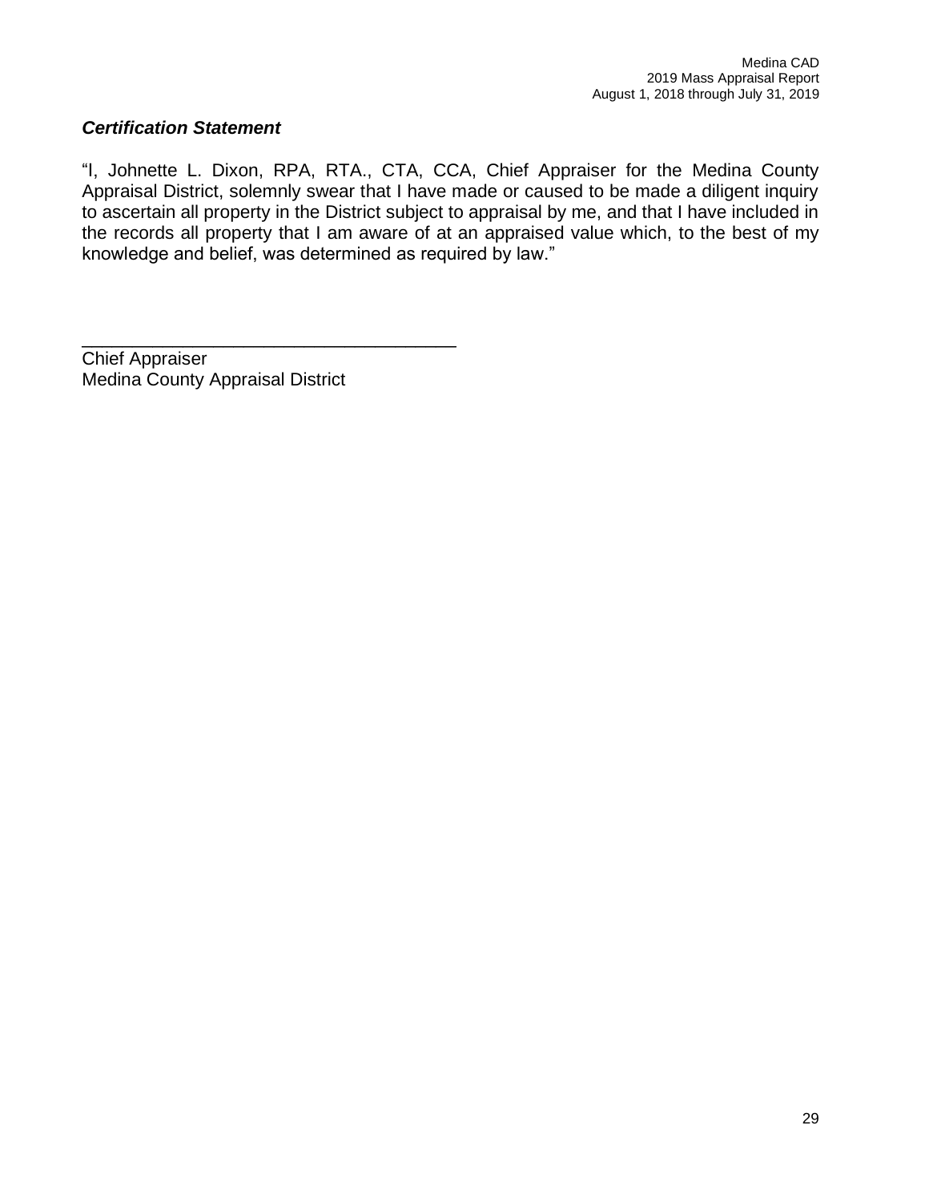### ***Certification Statement***

"I, Johnette L. Dixon, RPA, RTA., CTA, CCA, Chief Appraiser for the Medina County Appraisal District, solemnly swear that I have made or caused to be made a diligent inquiry to ascertain all property in the District subject to appraisal by me, and that I have included in the records all property that I am aware of at an appraised value which, to the best of my knowledge and belief, was determined as required by law."

\_\_\_\_\_\_\_\_\_\_\_\_\_\_\_\_\_\_\_\_\_\_\_\_\_\_\_\_\_\_\_\_\_\_\_\_\_\_
Chief Appraiser
Medina County Appraisal District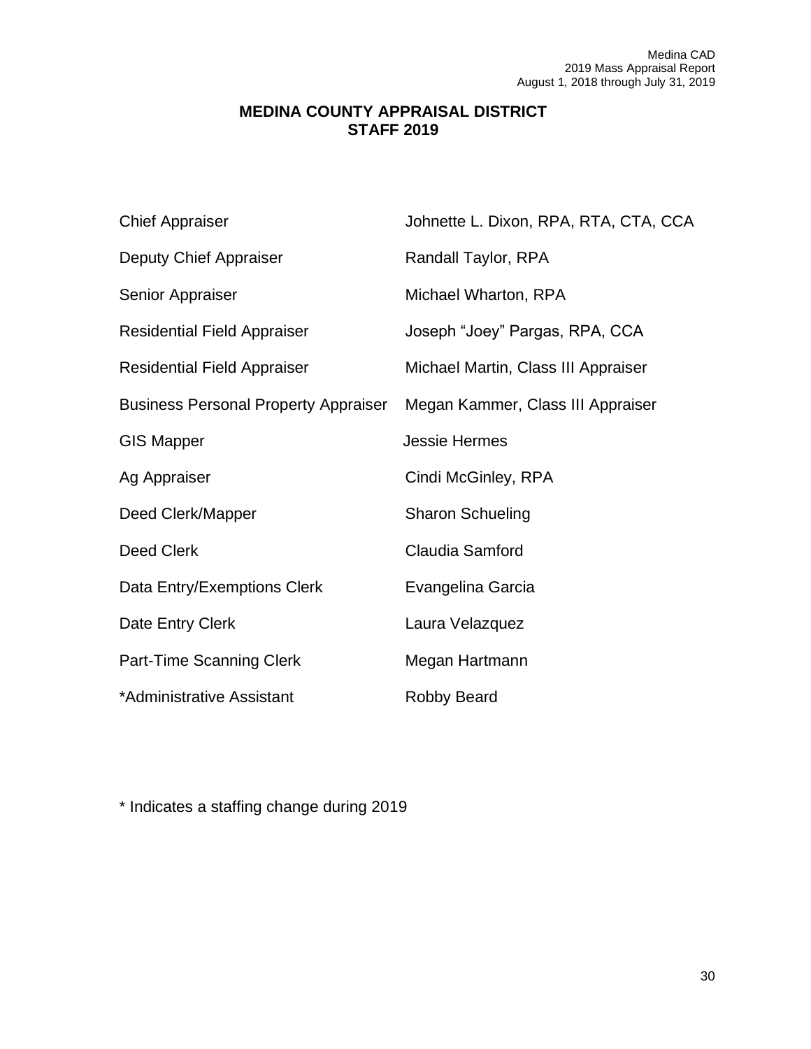## MEDINA COUNTY APPRAISAL DISTRICT
## STAFF 2019

| | |
|---|---|
| Chief Appraiser | Johnette L. Dixon, RPA, RTA, CTA, CCA |
| Deputy Chief Appraiser | Randall Taylor, RPA |
| Senior Appraiser | Michael Wharton, RPA |
| Residential Field Appraiser | Joseph “Joey” Pargas, RPA, CCA |
| Residential Field Appraiser | Michael Martin, Class III Appraiser |
| Business Personal Property Appraiser | Megan Kammer, Class III Appraiser |
| GIS Mapper | Jessie Hermes |
| Ag Appraiser | Cindi McGinley, RPA |
| Deed Clerk/Mapper | Sharon Schueling |
| Deed Clerk | Claudia Samford |
| Data Entry/Exemptions Clerk | Evangelina Garcia |
| Date Entry Clerk | Laura Velazquez |
| Part-Time Scanning Clerk | Megan Hartmann |
| *Administrative Assistant | Robby Beard |

* Indicates a staffing change during 2019